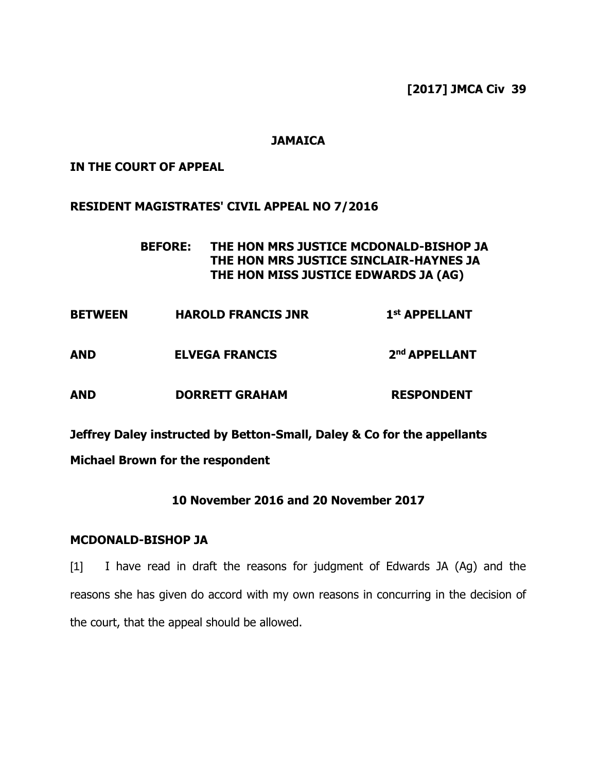**[2017] JMCA Civ 39**

**JAMAICA**

**IN THE COURT OF APPEAL**

**RESIDENT MAGISTRATES' CIVIL APPEAL NO 7/2016**

**BEFORE: THE HON MRS JUSTICE MCDONALD-BISHOP JA**
**THE HON MRS JUSTICE SINCLAIR-HAYNES JA**
**THE HON MISS JUSTICE EDWARDS JA (AG)**

| | | |
|---|---|---|
| **BETWEEN** | **HAROLD FRANCIS JNR** | **1st APPELLANT** |
| **AND** | **ELVEGA FRANCIS** | **2nd APPELLANT** |
| **AND** | **DORRETT GRAHAM** | **RESPONDENT** |

**Jeffrey Daley instructed by Betton-Small, Daley & Co for the appellants**

**Michael Brown for the respondent**

**10 November 2016 and 20 November 2017**

**MCDONALD-BISHOP JA**

[1] I have read in draft the reasons for judgment of Edwards JA (Ag) and the reasons she has given do accord with my own reasons in concurring in the decision of the court, that the appeal should be allowed.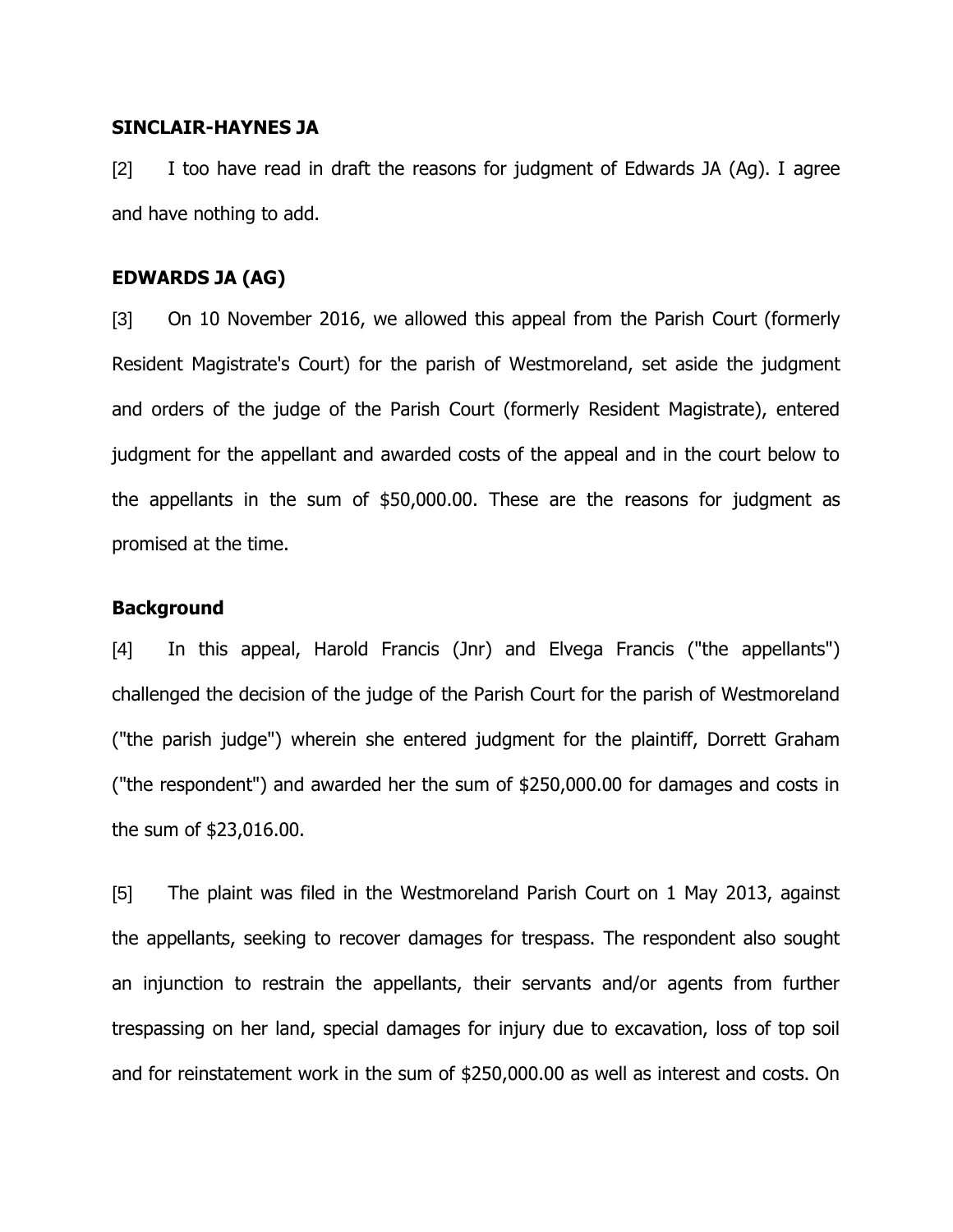**SINCLAIR-HAYNES JA**

[2] I too have read in draft the reasons for judgment of Edwards JA (Ag). I agree and have nothing to add.

**EDWARDS JA (AG)**

[3] On 10 November 2016, we allowed this appeal from the Parish Court (formerly Resident Magistrate's Court) for the parish of Westmoreland, set aside the judgment and orders of the judge of the Parish Court (formerly Resident Magistrate), entered judgment for the appellant and awarded costs of the appeal and in the court below to the appellants in the sum of $50,000.00. These are the reasons for judgment as promised at the time.

**Background**

[4] In this appeal, Harold Francis (Jnr) and Elvega Francis ("the appellants") challenged the decision of the judge of the Parish Court for the parish of Westmoreland ("the parish judge") wherein she entered judgment for the plaintiff, Dorrett Graham ("the respondent") and awarded her the sum of $250,000.00 for damages and costs in the sum of $23,016.00.

[5] The plaint was filed in the Westmoreland Parish Court on 1 May 2013, against the appellants, seeking to recover damages for trespass. The respondent also sought an injunction to restrain the appellants, their servants and/or agents from further trespassing on her land, special damages for injury due to excavation, loss of top soil and for reinstatement work in the sum of $250,000.00 as well as interest and costs. On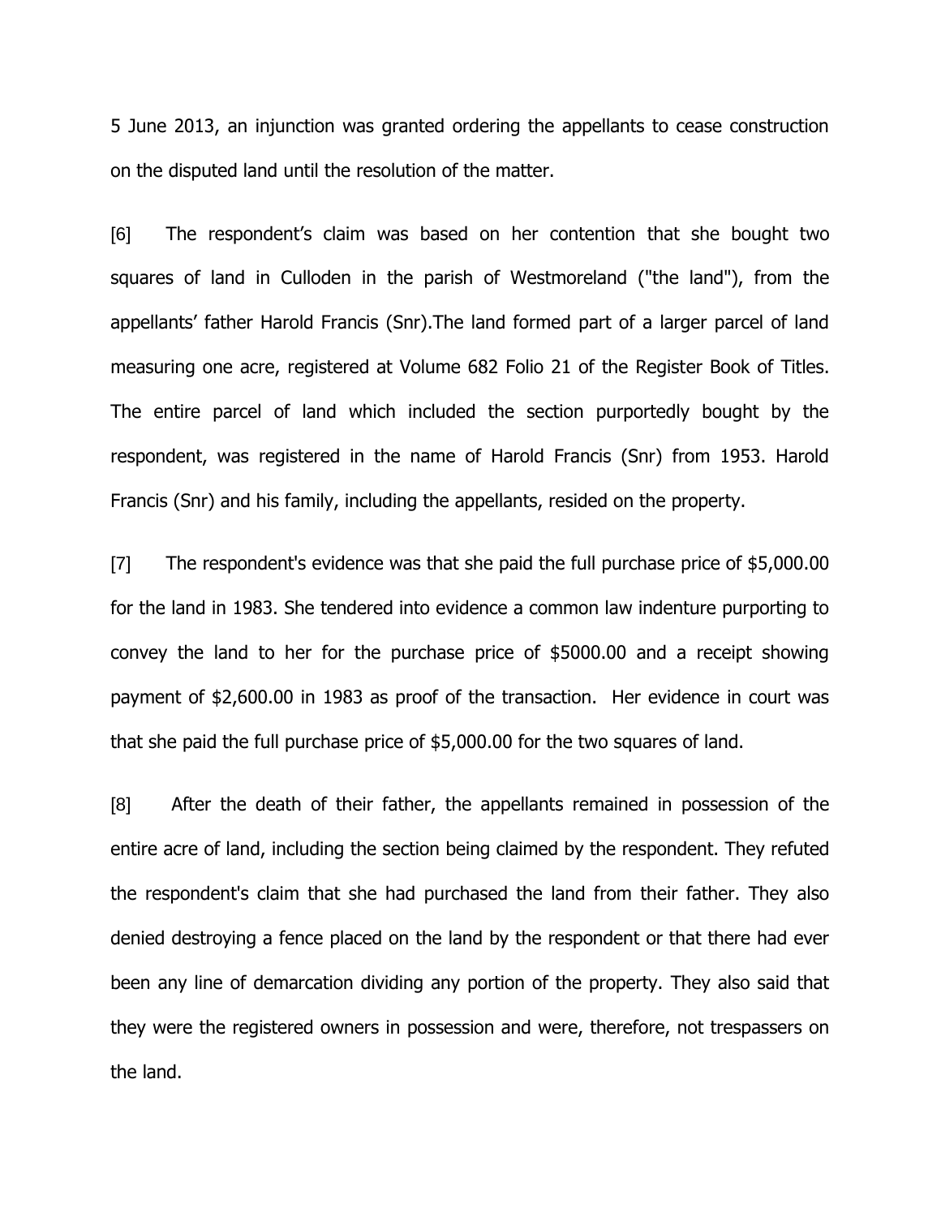5 June 2013, an injunction was granted ordering the appellants to cease construction on the disputed land until the resolution of the matter.

[6] The respondent's claim was based on her contention that she bought two squares of land in Culloden in the parish of Westmoreland ("the land"), from the appellants' father Harold Francis (Snr).The land formed part of a larger parcel of land measuring one acre, registered at Volume 682 Folio 21 of the Register Book of Titles. The entire parcel of land which included the section purportedly bought by the respondent, was registered in the name of Harold Francis (Snr) from 1953. Harold Francis (Snr) and his family, including the appellants, resided on the property.

[7] The respondent's evidence was that she paid the full purchase price of $5,000.00 for the land in 1983. She tendered into evidence a common law indenture purporting to convey the land to her for the purchase price of $5000.00 and a receipt showing payment of $2,600.00 in 1983 as proof of the transaction. Her evidence in court was that she paid the full purchase price of $5,000.00 for the two squares of land.

[8] After the death of their father, the appellants remained in possession of the entire acre of land, including the section being claimed by the respondent. They refuted the respondent's claim that she had purchased the land from their father. They also denied destroying a fence placed on the land by the respondent or that there had ever been any line of demarcation dividing any portion of the property. They also said that they were the registered owners in possession and were, therefore, not trespassers on the land.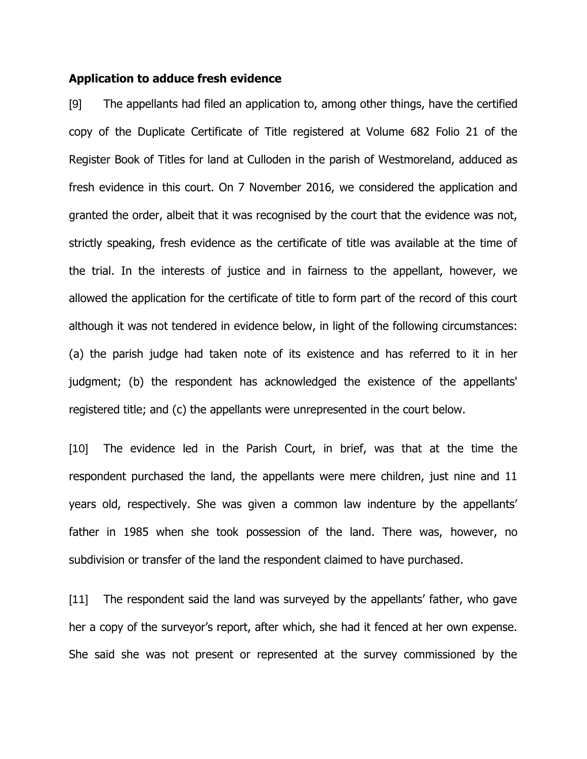**Application to adduce fresh evidence**

[9] The appellants had filed an application to, among other things, have the certified copy of the Duplicate Certificate of Title registered at Volume 682 Folio 21 of the Register Book of Titles for land at Culloden in the parish of Westmoreland, adduced as fresh evidence in this court. On 7 November 2016, we considered the application and granted the order, albeit that it was recognised by the court that the evidence was not, strictly speaking, fresh evidence as the certificate of title was available at the time of the trial. In the interests of justice and in fairness to the appellant, however, we allowed the application for the certificate of title to form part of the record of this court although it was not tendered in evidence below, in light of the following circumstances: (a) the parish judge had taken note of its existence and has referred to it in her judgment; (b) the respondent has acknowledged the existence of the appellants' registered title; and (c) the appellants were unrepresented in the court below.

[10] The evidence led in the Parish Court, in brief, was that at the time the respondent purchased the land, the appellants were mere children, just nine and 11 years old, respectively. She was given a common law indenture by the appellants' father in 1985 when she took possession of the land. There was, however, no subdivision or transfer of the land the respondent claimed to have purchased.

[11] The respondent said the land was surveyed by the appellants' father, who gave her a copy of the surveyor's report, after which, she had it fenced at her own expense. She said she was not present or represented at the survey commissioned by the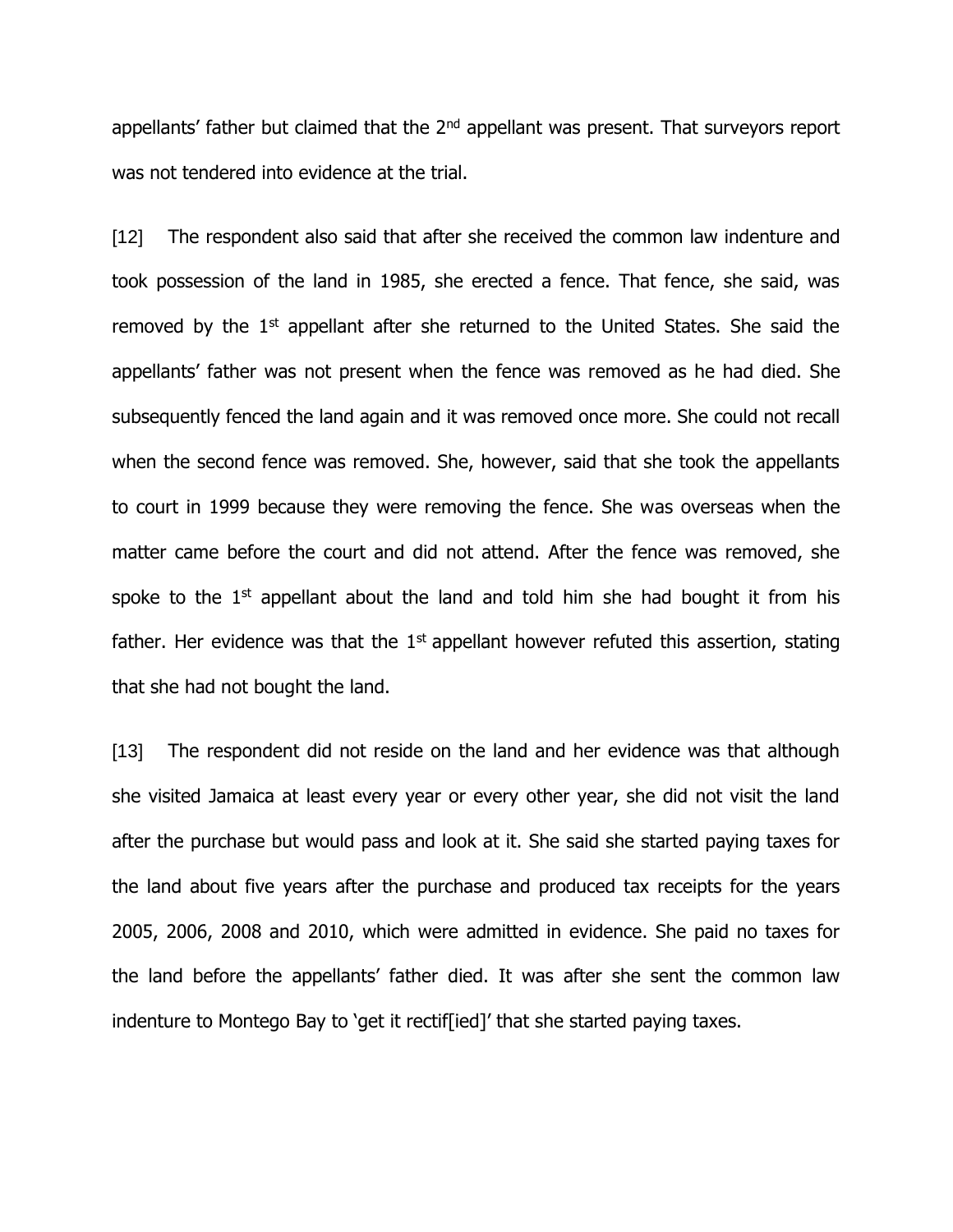appellants' father but claimed that the 2nd appellant was present. That surveyors report was not tendered into evidence at the trial.

[12] The respondent also said that after she received the common law indenture and took possession of the land in 1985, she erected a fence. That fence, she said, was removed by the 1st appellant after she returned to the United States. She said the appellants' father was not present when the fence was removed as he had died. She subsequently fenced the land again and it was removed once more. She could not recall when the second fence was removed. She, however, said that she took the appellants to court in 1999 because they were removing the fence. She was overseas when the matter came before the court and did not attend. After the fence was removed, she spoke to the 1st appellant about the land and told him she had bought it from his father. Her evidence was that the 1st appellant however refuted this assertion, stating that she had not bought the land.

[13] The respondent did not reside on the land and her evidence was that although she visited Jamaica at least every year or every other year, she did not visit the land after the purchase but would pass and look at it. She said she started paying taxes for the land about five years after the purchase and produced tax receipts for the years 2005, 2006, 2008 and 2010, which were admitted in evidence. She paid no taxes for the land before the appellants' father died. It was after she sent the common law indenture to Montego Bay to 'get it rectif[ied]' that she started paying taxes.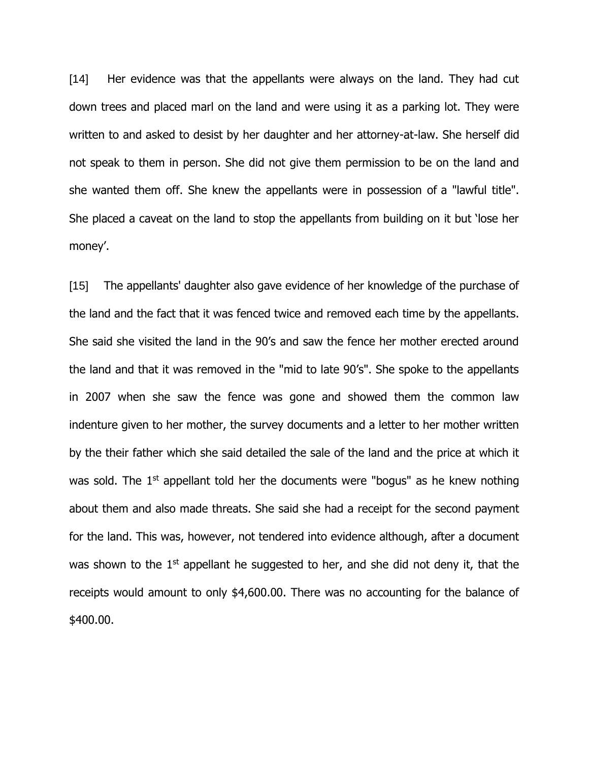[14] Her evidence was that the appellants were always on the land. They had cut down trees and placed marl on the land and were using it as a parking lot. They were written to and asked to desist by her daughter and her attorney-at-law. She herself did not speak to them in person. She did not give them permission to be on the land and she wanted them off. She knew the appellants were in possession of a "lawful title". She placed a caveat on the land to stop the appellants from building on it but 'lose her money'.

[15] The appellants' daughter also gave evidence of her knowledge of the purchase of the land and the fact that it was fenced twice and removed each time by the appellants. She said she visited the land in the 90's and saw the fence her mother erected around the land and that it was removed in the "mid to late 90's". She spoke to the appellants in 2007 when she saw the fence was gone and showed them the common law indenture given to her mother, the survey documents and a letter to her mother written by the their father which she said detailed the sale of the land and the price at which it was sold. The 1st appellant told her the documents were "bogus" as he knew nothing about them and also made threats. She said she had a receipt for the second payment for the land. This was, however, not tendered into evidence although, after a document was shown to the 1st appellant he suggested to her, and she did not deny it, that the receipts would amount to only $4,600.00. There was no accounting for the balance of $400.00.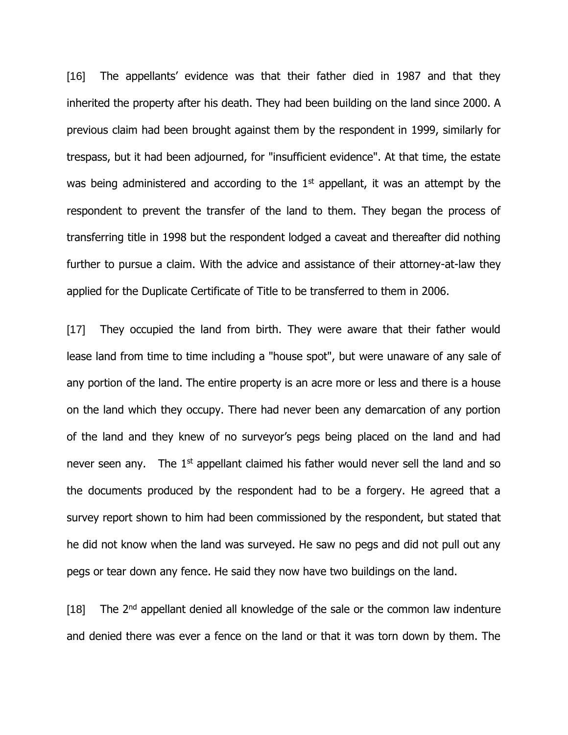[16] The appellants' evidence was that their father died in 1987 and that they inherited the property after his death. They had been building on the land since 2000. A previous claim had been brought against them by the respondent in 1999, similarly for trespass, but it had been adjourned, for "insufficient evidence". At that time, the estate was being administered and according to the 1st appellant, it was an attempt by the respondent to prevent the transfer of the land to them. They began the process of transferring title in 1998 but the respondent lodged a caveat and thereafter did nothing further to pursue a claim. With the advice and assistance of their attorney-at-law they applied for the Duplicate Certificate of Title to be transferred to them in 2006.

[17] They occupied the land from birth. They were aware that their father would lease land from time to time including a "house spot", but were unaware of any sale of any portion of the land. The entire property is an acre more or less and there is a house on the land which they occupy. There had never been any demarcation of any portion of the land and they knew of no surveyor's pegs being placed on the land and had never seen any. The 1st appellant claimed his father would never sell the land and so the documents produced by the respondent had to be a forgery. He agreed that a survey report shown to him had been commissioned by the respondent, but stated that he did not know when the land was surveyed. He saw no pegs and did not pull out any pegs or tear down any fence. He said they now have two buildings on the land.

[18] The 2nd appellant denied all knowledge of the sale or the common law indenture and denied there was ever a fence on the land or that it was torn down by them. The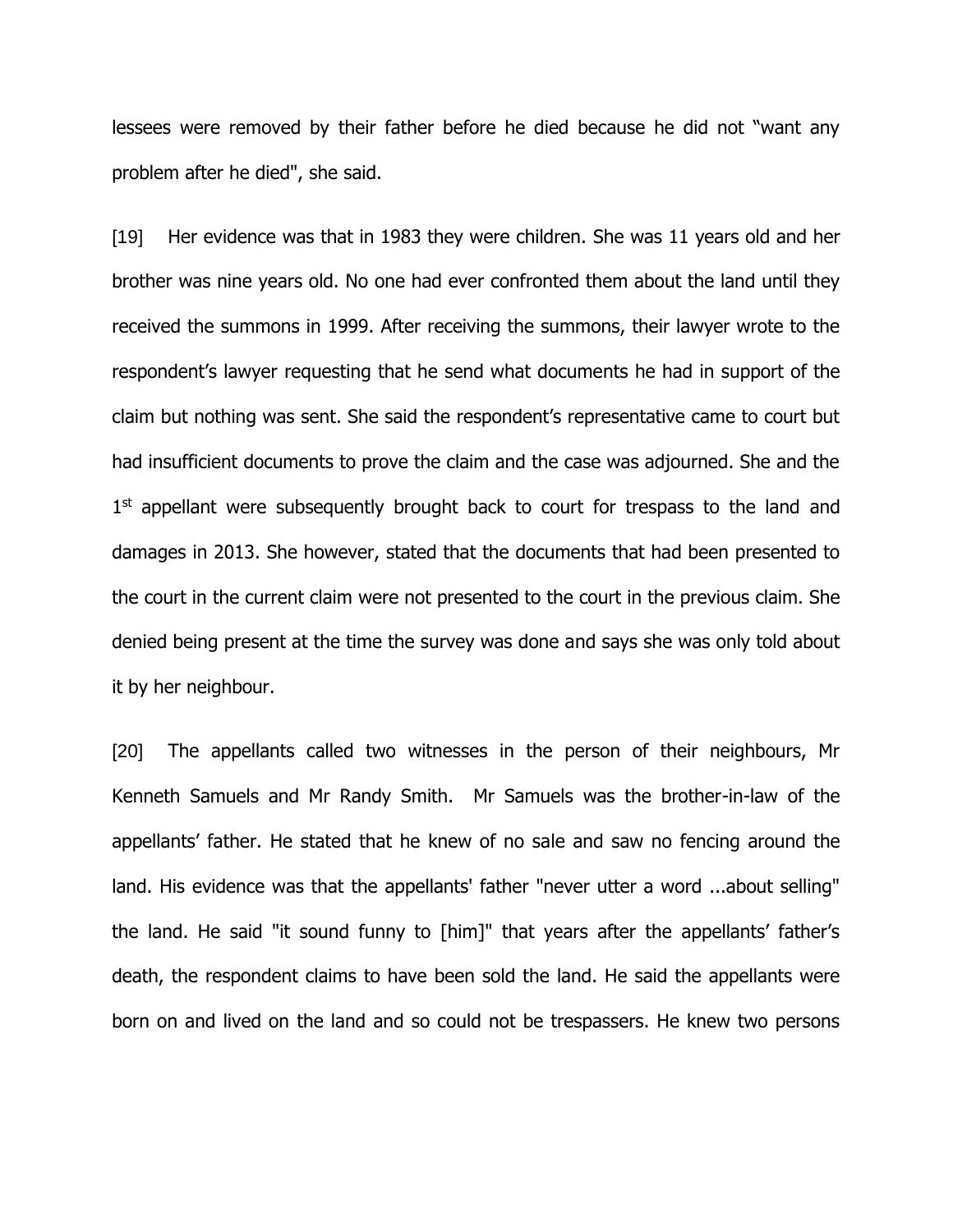lessees were removed by their father before he died because he did not "want any problem after he died", she said.

[19] Her evidence was that in 1983 they were children. She was 11 years old and her brother was nine years old. No one had ever confronted them about the land until they received the summons in 1999. After receiving the summons, their lawyer wrote to the respondent's lawyer requesting that he send what documents he had in support of the claim but nothing was sent. She said the respondent's representative came to court but had insufficient documents to prove the claim and the case was adjourned. She and the 1st appellant were subsequently brought back to court for trespass to the land and damages in 2013. She however, stated that the documents that had been presented to the court in the current claim were not presented to the court in the previous claim. She denied being present at the time the survey was done and says she was only told about it by her neighbour.

[20] The appellants called two witnesses in the person of their neighbours, Mr Kenneth Samuels and Mr Randy Smith. Mr Samuels was the brother-in-law of the appellants' father. He stated that he knew of no sale and saw no fencing around the land. His evidence was that the appellants' father "never utter a word ...about selling" the land. He said "it sound funny to [him]" that years after the appellants' father's death, the respondent claims to have been sold the land. He said the appellants were born on and lived on the land and so could not be trespassers. He knew two persons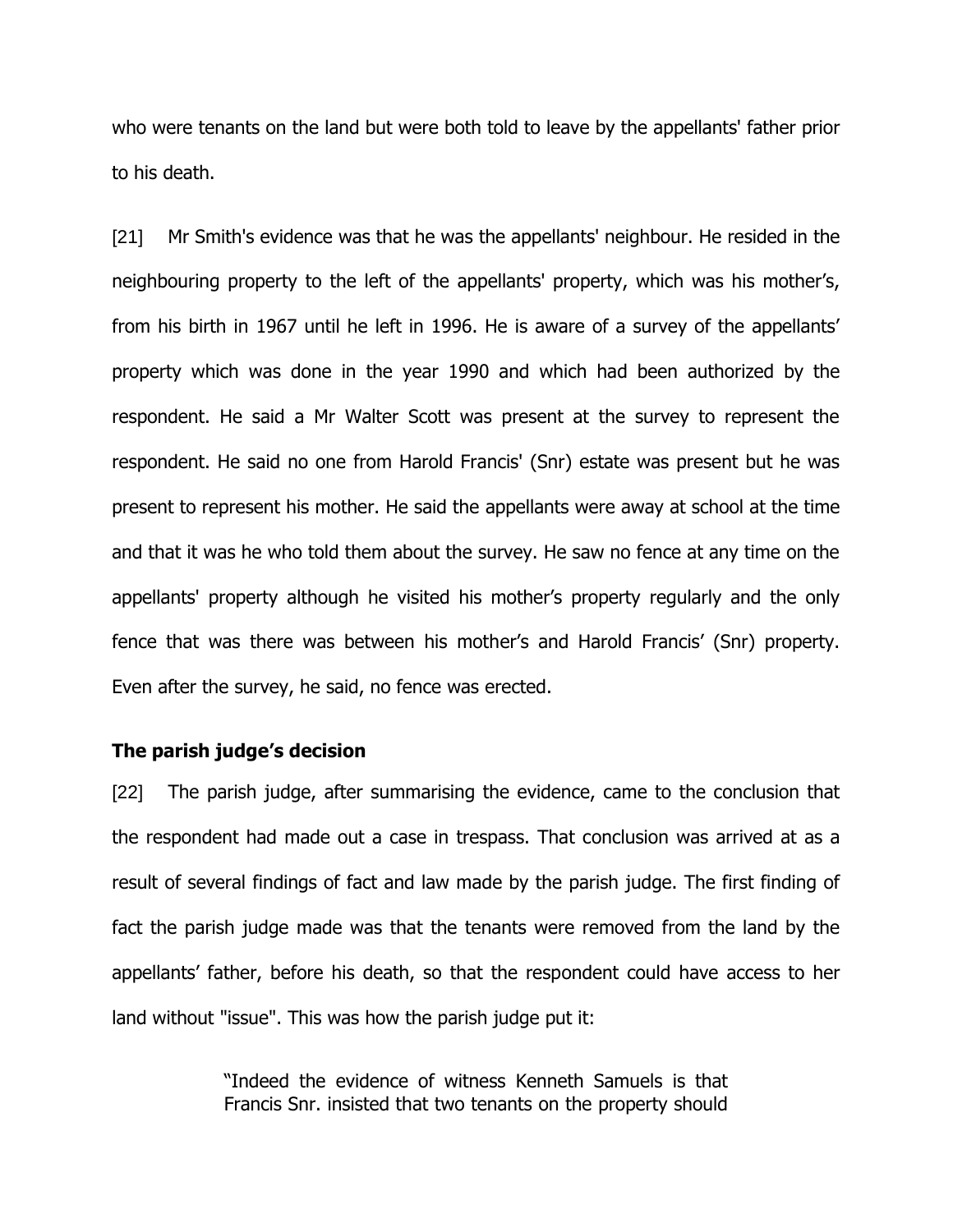who were tenants on the land but were both told to leave by the appellants' father prior to his death.

[21] Mr Smith's evidence was that he was the appellants' neighbour. He resided in the neighbouring property to the left of the appellants' property, which was his mother's, from his birth in 1967 until he left in 1996. He is aware of a survey of the appellants' property which was done in the year 1990 and which had been authorized by the respondent. He said a Mr Walter Scott was present at the survey to represent the respondent. He said no one from Harold Francis' (Snr) estate was present but he was present to represent his mother. He said the appellants were away at school at the time and that it was he who told them about the survey. He saw no fence at any time on the appellants' property although he visited his mother's property regularly and the only fence that was there was between his mother's and Harold Francis' (Snr) property. Even after the survey, he said, no fence was erected.

### The parish judge's decision

[22] The parish judge, after summarising the evidence, came to the conclusion that the respondent had made out a case in trespass. That conclusion was arrived at as a result of several findings of fact and law made by the parish judge. The first finding of fact the parish judge made was that the tenants were removed from the land by the appellants' father, before his death, so that the respondent could have access to her land without "issue". This was how the parish judge put it:

> "Indeed the evidence of witness Kenneth Samuels is that Francis Snr. insisted that two tenants on the property should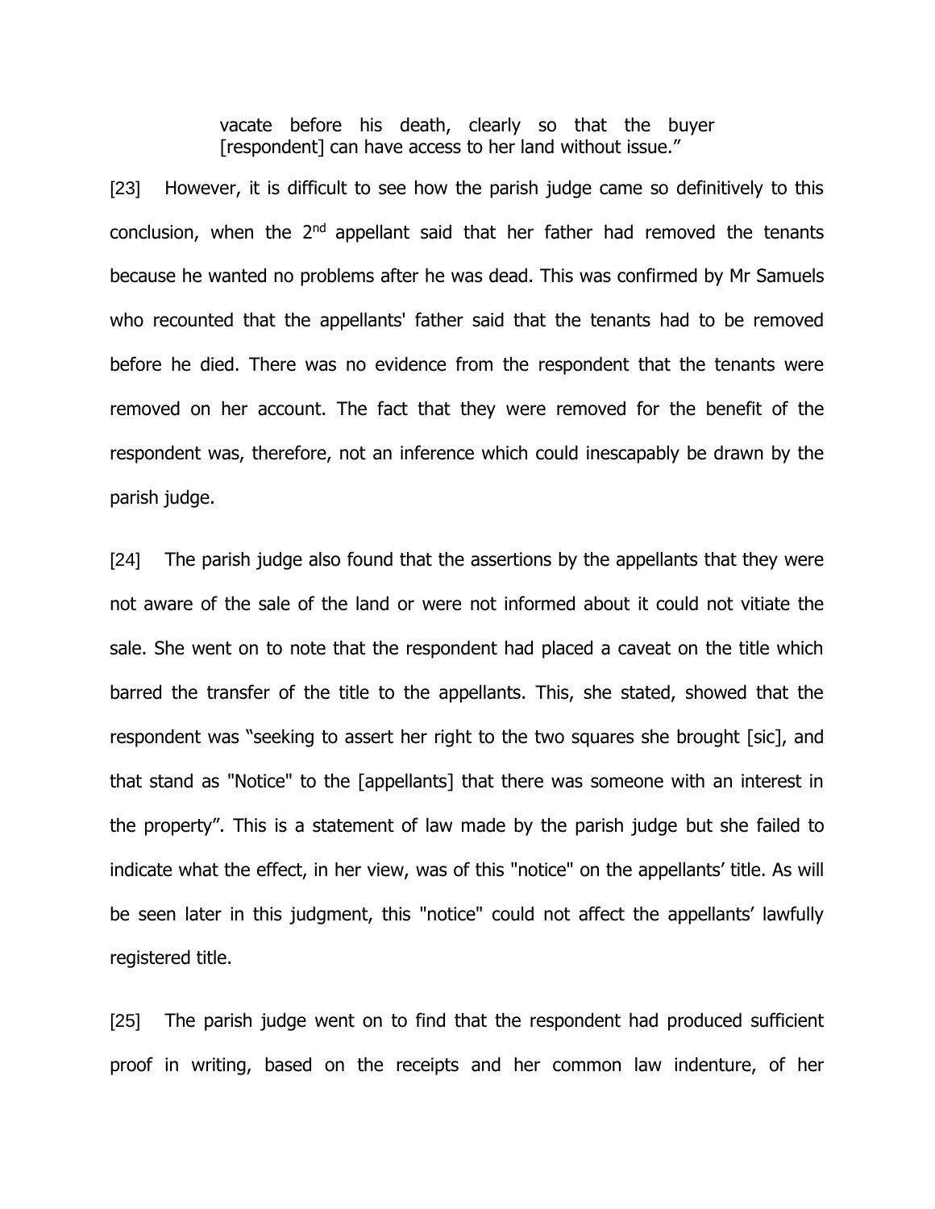> vacate before his death, clearly so that the buyer [respondent] can have access to her land without issue."

[23] However, it is difficult to see how the parish judge came so definitively to this conclusion, when the 2nd appellant said that her father had removed the tenants because he wanted no problems after he was dead. This was confirmed by Mr Samuels who recounted that the appellants' father said that the tenants had to be removed before he died. There was no evidence from the respondent that the tenants were removed on her account. The fact that they were removed for the benefit of the respondent was, therefore, not an inference which could inescapably be drawn by the parish judge.

[24] The parish judge also found that the assertions by the appellants that they were not aware of the sale of the land or were not informed about it could not vitiate the sale. She went on to note that the respondent had placed a caveat on the title which barred the transfer of the title to the appellants. This, she stated, showed that the respondent was "seeking to assert her right to the two squares she brought [sic], and that stand as "Notice" to the [appellants] that there was someone with an interest in the property". This is a statement of law made by the parish judge but she failed to indicate what the effect, in her view, was of this "notice" on the appellants' title. As will be seen later in this judgment, this "notice" could not affect the appellants' lawfully registered title.

[25] The parish judge went on to find that the respondent had produced sufficient proof in writing, based on the receipts and her common law indenture, of her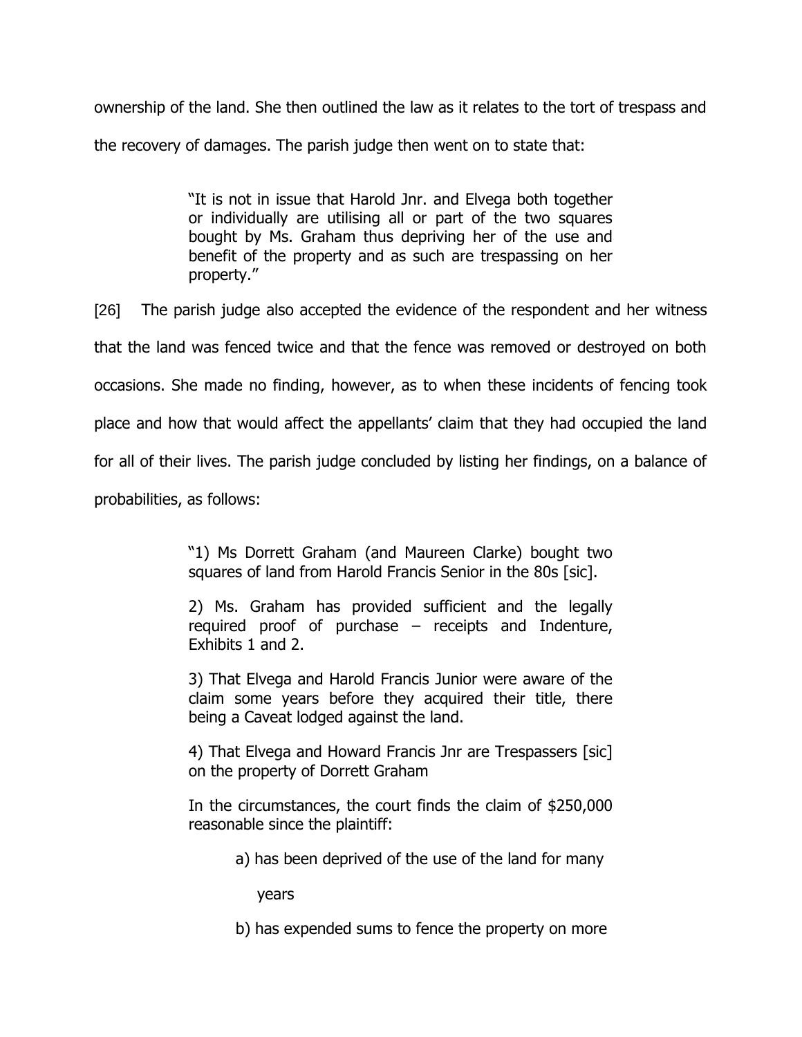ownership of the land. She then outlined the law as it relates to the tort of trespass and the recovery of damages. The parish judge then went on to state that:

> "It is not in issue that Harold Jnr. and Elvega both together or individually are utilising all or part of the two squares bought by Ms. Graham thus depriving her of the use and benefit of the property and as such are trespassing on her property."

[26] The parish judge also accepted the evidence of the respondent and her witness that the land was fenced twice and that the fence was removed or destroyed on both occasions. She made no finding, however, as to when these incidents of fencing took place and how that would affect the appellants' claim that they had occupied the land for all of their lives. The parish judge concluded by listing her findings, on a balance of probabilities, as follows:

> "1) Ms Dorrett Graham (and Maureen Clarke) bought two squares of land from Harold Francis Senior in the 80s [sic].
>
> 2) Ms. Graham has provided sufficient and the legally required proof of purchase – receipts and Indenture, Exhibits 1 and 2.
>
> 3) That Elvega and Harold Francis Junior were aware of the claim some years before they acquired their title, there being a Caveat lodged against the land.
>
> 4) That Elvega and Howard Francis Jnr are Trespassers [sic] on the property of Dorrett Graham
>
> In the circumstances, the court finds the claim of $250,000 reasonable since the plaintiff:
>
> a) has been deprived of the use of the land for many years
>
> b) has expended sums to fence the property on more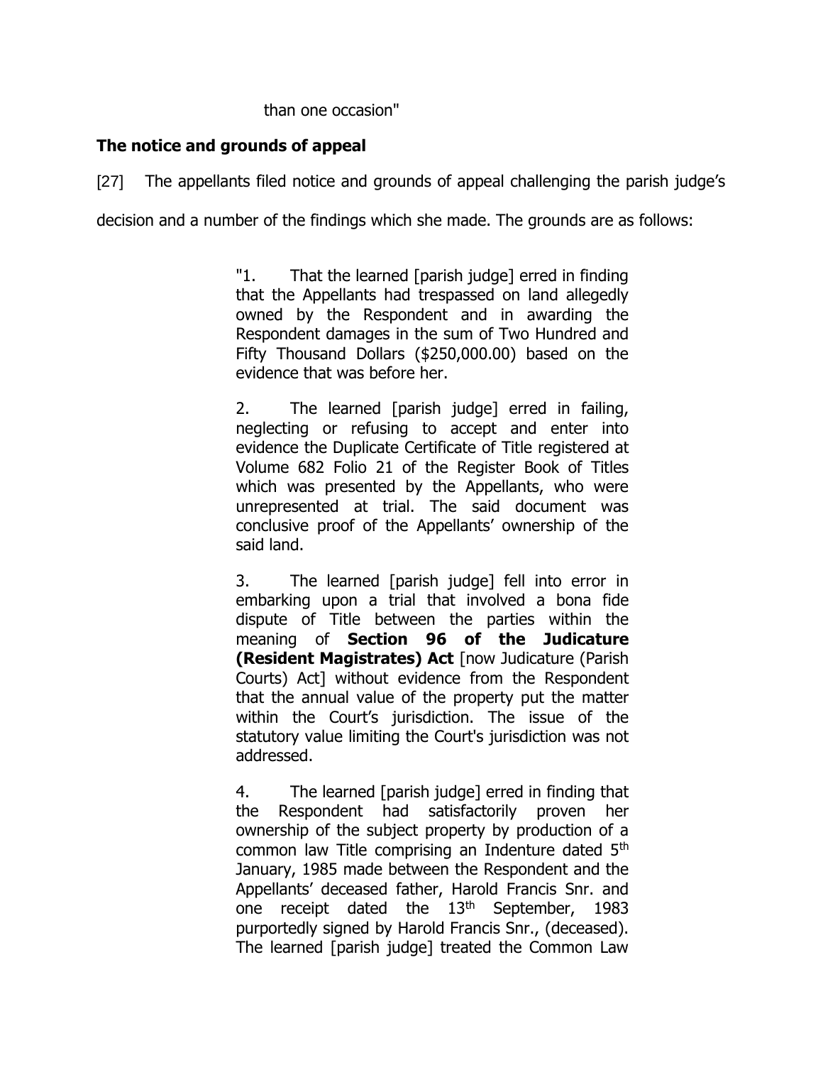than one occasion"

## The notice and grounds of appeal

[27] The appellants filed notice and grounds of appeal challenging the parish judge's decision and a number of the findings which she made. The grounds are as follows:

> "1. That the learned [parish judge] erred in finding that the Appellants had trespassed on land allegedly owned by the Respondent and in awarding the Respondent damages in the sum of Two Hundred and Fifty Thousand Dollars ($250,000.00) based on the evidence that was before her.
>
> 2. The learned [parish judge] erred in failing, neglecting or refusing to accept and enter into evidence the Duplicate Certificate of Title registered at Volume 682 Folio 21 of the Register Book of Titles which was presented by the Appellants, who were unrepresented at trial. The said document was conclusive proof of the Appellants' ownership of the said land.
>
> 3. The learned [parish judge] fell into error in embarking upon a trial that involved a bona fide dispute of Title between the parties within the meaning of **Section 96 of the Judicature (Resident Magistrates) Act** [now Judicature (Parish Courts) Act] without evidence from the Respondent that the annual value of the property put the matter within the Court's jurisdiction. The issue of the statutory value limiting the Court's jurisdiction was not addressed.
>
> 4. The learned [parish judge] erred in finding that the Respondent had satisfactorily proven her ownership of the subject property by production of a common law Title comprising an Indenture dated 5th January, 1985 made between the Respondent and the Appellants' deceased father, Harold Francis Snr. and one receipt dated the 13th September, 1983 purportedly signed by Harold Francis Snr., (deceased). The learned [parish judge] treated the Common Law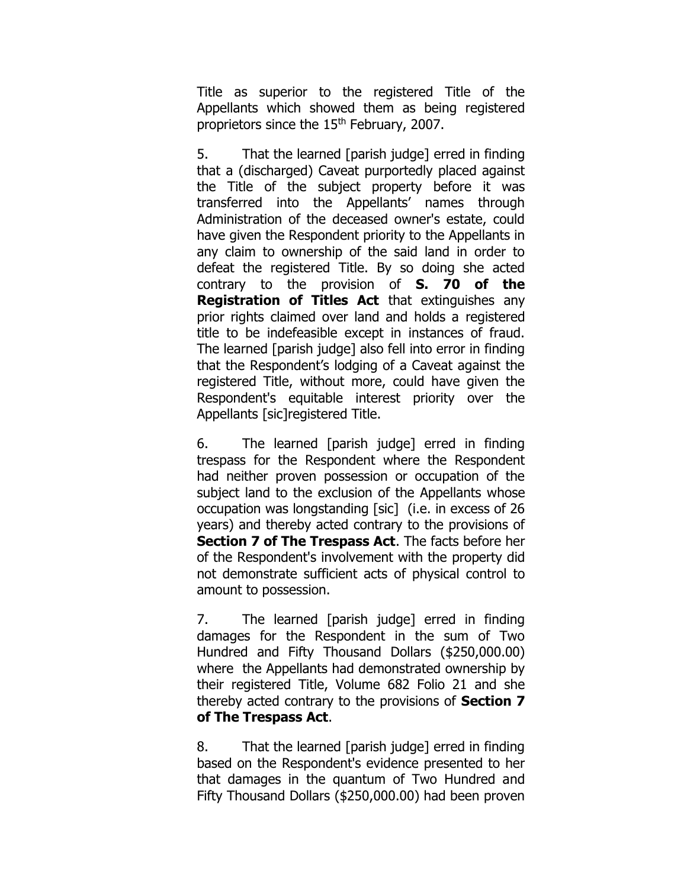Title as superior to the registered Title of the Appellants which showed them as being registered proprietors since the 15th February, 2007.

5. That the learned [parish judge] erred in finding that a (discharged) Caveat purportedly placed against the Title of the subject property before it was transferred into the Appellants' names through Administration of the deceased owner's estate, could have given the Respondent priority to the Appellants in any claim to ownership of the said land in order to defeat the registered Title. By so doing she acted contrary to the provision of **S. 70 of the Registration of Titles Act** that extinguishes any prior rights claimed over land and holds a registered title to be indefeasible except in instances of fraud. The learned [parish judge] also fell into error in finding that the Respondent's lodging of a Caveat against the registered Title, without more, could have given the Respondent's equitable interest priority over the Appellants [sic]registered Title.

6. The learned [parish judge] erred in finding trespass for the Respondent where the Respondent had neither proven possession or occupation of the subject land to the exclusion of the Appellants whose occupation was longstanding [sic] (i.e. in excess of 26 years) and thereby acted contrary to the provisions of **Section 7 of The Trespass Act**. The facts before her of the Respondent's involvement with the property did not demonstrate sufficient acts of physical control to amount to possession.

7. The learned [parish judge] erred in finding damages for the Respondent in the sum of Two Hundred and Fifty Thousand Dollars ($250,000.00) where the Appellants had demonstrated ownership by their registered Title, Volume 682 Folio 21 and she thereby acted contrary to the provisions of **Section 7 of The Trespass Act**.

8. That the learned [parish judge] erred in finding based on the Respondent's evidence presented to her that damages in the quantum of Two Hundred and Fifty Thousand Dollars ($250,000.00) had been proven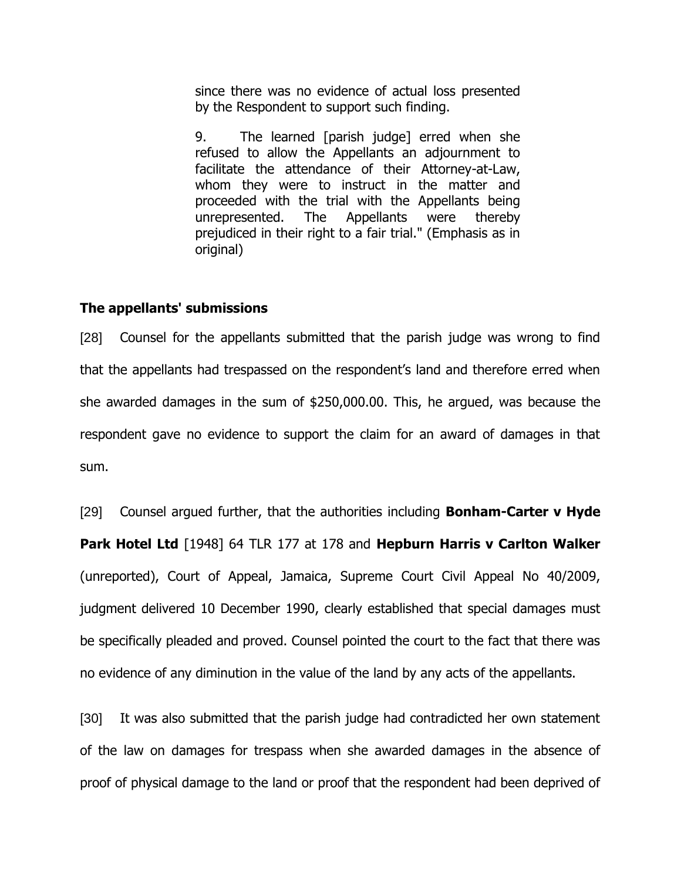> since there was no evidence of actual loss presented by the Respondent to support such finding.
>
> 9. The learned [parish judge] erred when she refused to allow the Appellants an adjournment to facilitate the attendance of their Attorney-at-Law, whom they were to instruct in the matter and proceeded with the trial with the Appellants being unrepresented. The Appellants were thereby prejudiced in their right to a fair trial." (Emphasis as in original)

**The appellants' submissions**

[28] Counsel for the appellants submitted that the parish judge was wrong to find that the appellants had trespassed on the respondent's land and therefore erred when she awarded damages in the sum of $250,000.00. This, he argued, was because the respondent gave no evidence to support the claim for an award of damages in that sum.

[29] Counsel argued further, that the authorities including **Bonham-Carter v Hyde Park Hotel Ltd** [1948] 64 TLR 177 at 178 and **Hepburn Harris v Carlton Walker** (unreported), Court of Appeal, Jamaica, Supreme Court Civil Appeal No 40/2009, judgment delivered 10 December 1990, clearly established that special damages must be specifically pleaded and proved. Counsel pointed the court to the fact that there was no evidence of any diminution in the value of the land by any acts of the appellants.

[30] It was also submitted that the parish judge had contradicted her own statement of the law on damages for trespass when she awarded damages in the absence of proof of physical damage to the land or proof that the respondent had been deprived of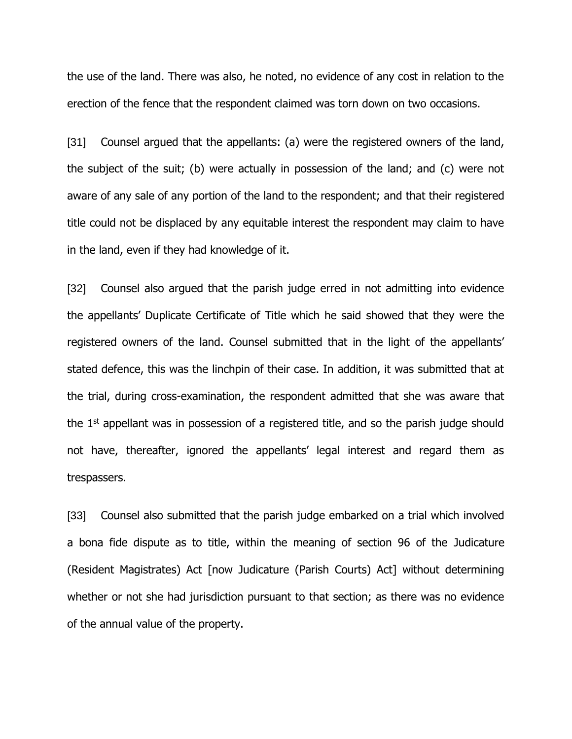the use of the land. There was also, he noted, no evidence of any cost in relation to the erection of the fence that the respondent claimed was torn down on two occasions.

[31] Counsel argued that the appellants: (a) were the registered owners of the land, the subject of the suit; (b) were actually in possession of the land; and (c) were not aware of any sale of any portion of the land to the respondent; and that their registered title could not be displaced by any equitable interest the respondent may claim to have in the land, even if they had knowledge of it.

[32] Counsel also argued that the parish judge erred in not admitting into evidence the appellants' Duplicate Certificate of Title which he said showed that they were the registered owners of the land. Counsel submitted that in the light of the appellants' stated defence, this was the linchpin of their case. In addition, it was submitted that at the trial, during cross-examination, the respondent admitted that she was aware that the 1st appellant was in possession of a registered title, and so the parish judge should not have, thereafter, ignored the appellants' legal interest and regard them as trespassers.

[33] Counsel also submitted that the parish judge embarked on a trial which involved a bona fide dispute as to title, within the meaning of section 96 of the Judicature (Resident Magistrates) Act [now Judicature (Parish Courts) Act] without determining whether or not she had jurisdiction pursuant to that section; as there was no evidence of the annual value of the property.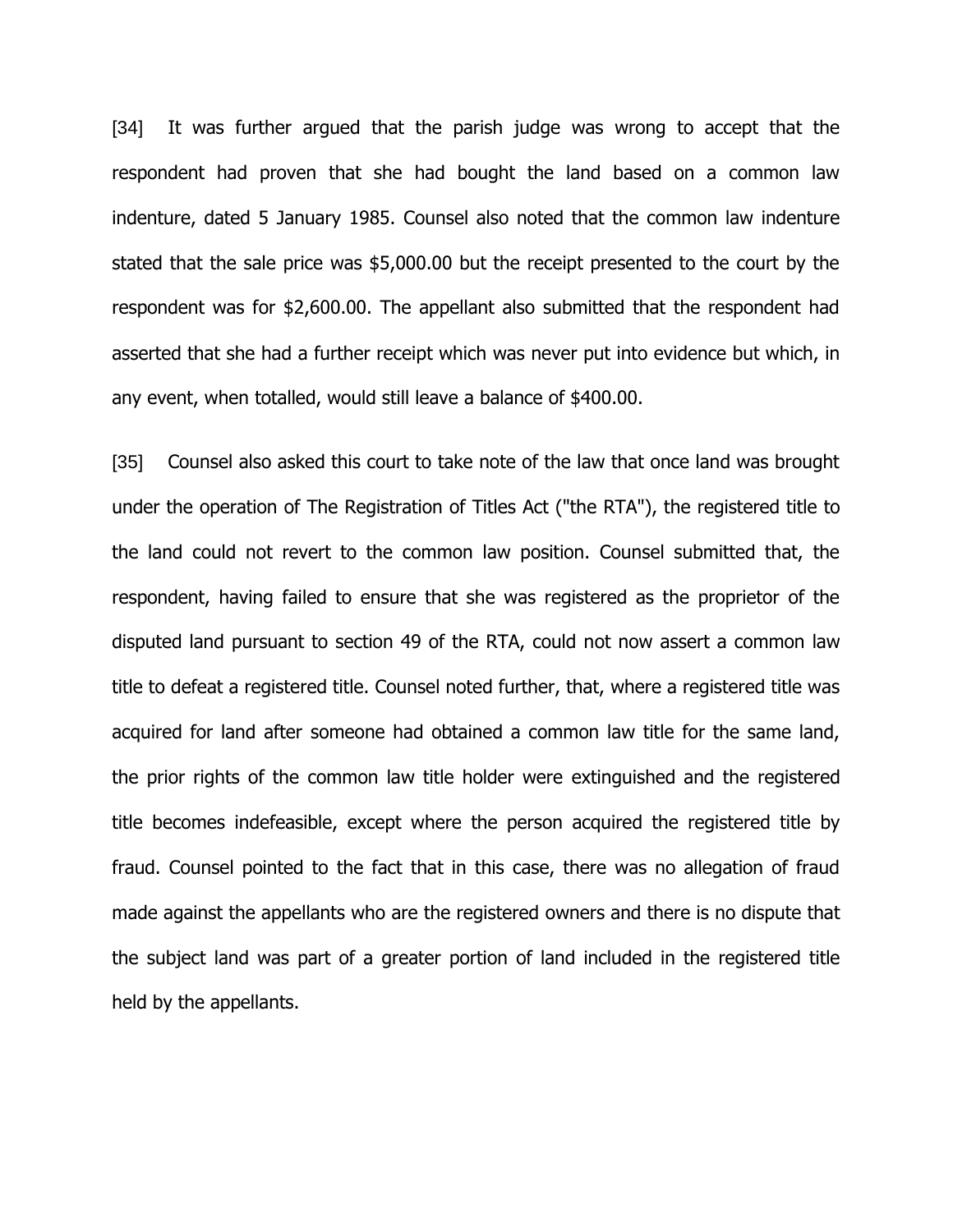[34] It was further argued that the parish judge was wrong to accept that the respondent had proven that she had bought the land based on a common law indenture, dated 5 January 1985. Counsel also noted that the common law indenture stated that the sale price was $5,000.00 but the receipt presented to the court by the respondent was for $2,600.00. The appellant also submitted that the respondent had asserted that she had a further receipt which was never put into evidence but which, in any event, when totalled, would still leave a balance of $400.00.

[35] Counsel also asked this court to take note of the law that once land was brought under the operation of The Registration of Titles Act ("the RTA"), the registered title to the land could not revert to the common law position. Counsel submitted that, the respondent, having failed to ensure that she was registered as the proprietor of the disputed land pursuant to section 49 of the RTA, could not now assert a common law title to defeat a registered title. Counsel noted further, that, where a registered title was acquired for land after someone had obtained a common law title for the same land, the prior rights of the common law title holder were extinguished and the registered title becomes indefeasible, except where the person acquired the registered title by fraud. Counsel pointed to the fact that in this case, there was no allegation of fraud made against the appellants who are the registered owners and there is no dispute that the subject land was part of a greater portion of land included in the registered title held by the appellants.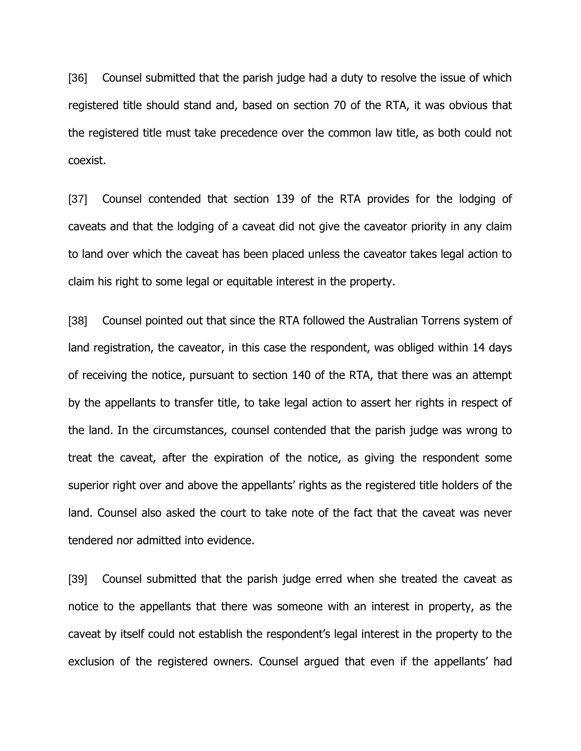[36] Counsel submitted that the parish judge had a duty to resolve the issue of which registered title should stand and, based on section 70 of the RTA, it was obvious that the registered title must take precedence over the common law title, as both could not coexist.

[37] Counsel contended that section 139 of the RTA provides for the lodging of caveats and that the lodging of a caveat did not give the caveator priority in any claim to land over which the caveat has been placed unless the caveator takes legal action to claim his right to some legal or equitable interest in the property.

[38] Counsel pointed out that since the RTA followed the Australian Torrens system of land registration, the caveator, in this case the respondent, was obliged within 14 days of receiving the notice, pursuant to section 140 of the RTA, that there was an attempt by the appellants to transfer title, to take legal action to assert her rights in respect of the land. In the circumstances, counsel contended that the parish judge was wrong to treat the caveat, after the expiration of the notice, as giving the respondent some superior right over and above the appellants' rights as the registered title holders of the land. Counsel also asked the court to take note of the fact that the caveat was never tendered nor admitted into evidence.

[39] Counsel submitted that the parish judge erred when she treated the caveat as notice to the appellants that there was someone with an interest in property, as the caveat by itself could not establish the respondent's legal interest in the property to the exclusion of the registered owners. Counsel argued that even if the appellants' had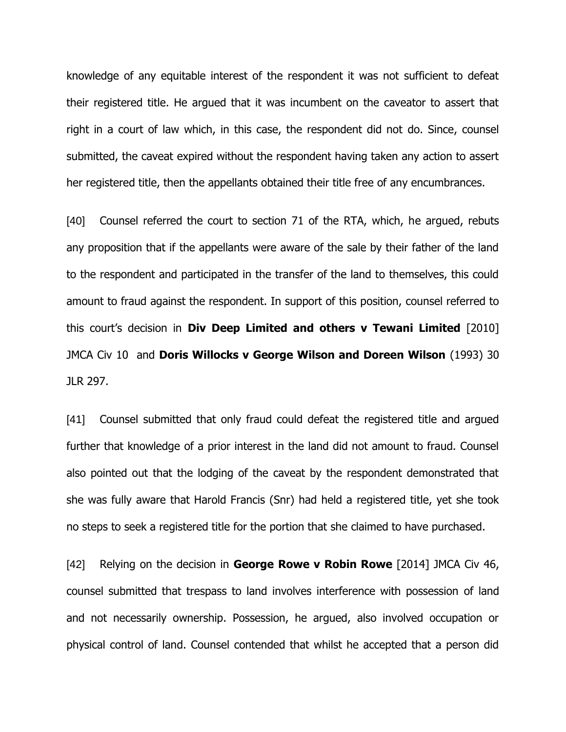knowledge of any equitable interest of the respondent it was not sufficient to defeat their registered title. He argued that it was incumbent on the caveator to assert that right in a court of law which, in this case, the respondent did not do. Since, counsel submitted, the caveat expired without the respondent having taken any action to assert her registered title, then the appellants obtained their title free of any encumbrances.

[40] Counsel referred the court to section 71 of the RTA, which, he argued, rebuts any proposition that if the appellants were aware of the sale by their father of the land to the respondent and participated in the transfer of the land to themselves, this could amount to fraud against the respondent. In support of this position, counsel referred to this court's decision in **Div Deep Limited and others v Tewani Limited** [2010] JMCA Civ 10 and **Doris Willocks v George Wilson and Doreen Wilson** (1993) 30 JLR 297.

[41] Counsel submitted that only fraud could defeat the registered title and argued further that knowledge of a prior interest in the land did not amount to fraud. Counsel also pointed out that the lodging of the caveat by the respondent demonstrated that she was fully aware that Harold Francis (Snr) had held a registered title, yet she took no steps to seek a registered title for the portion that she claimed to have purchased.

[42] Relying on the decision in **George Rowe v Robin Rowe** [2014] JMCA Civ 46, counsel submitted that trespass to land involves interference with possession of land and not necessarily ownership. Possession, he argued, also involved occupation or physical control of land. Counsel contended that whilst he accepted that a person did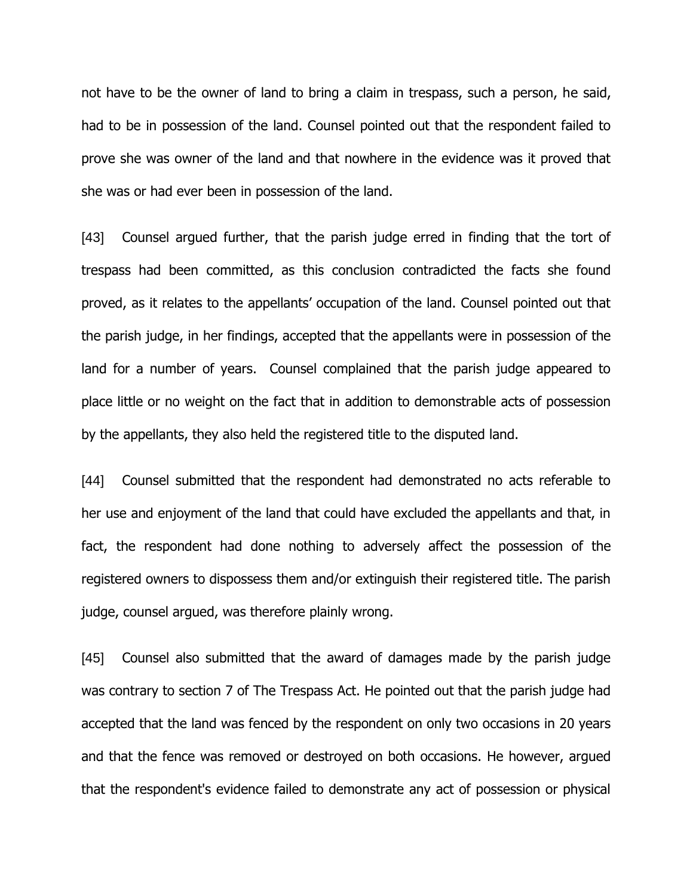not have to be the owner of land to bring a claim in trespass, such a person, he said, had to be in possession of the land. Counsel pointed out that the respondent failed to prove she was owner of the land and that nowhere in the evidence was it proved that she was or had ever been in possession of the land.

[43] Counsel argued further, that the parish judge erred in finding that the tort of trespass had been committed, as this conclusion contradicted the facts she found proved, as it relates to the appellants' occupation of the land. Counsel pointed out that the parish judge, in her findings, accepted that the appellants were in possession of the land for a number of years. Counsel complained that the parish judge appeared to place little or no weight on the fact that in addition to demonstrable acts of possession by the appellants, they also held the registered title to the disputed land.

[44] Counsel submitted that the respondent had demonstrated no acts referable to her use and enjoyment of the land that could have excluded the appellants and that, in fact, the respondent had done nothing to adversely affect the possession of the registered owners to dispossess them and/or extinguish their registered title. The parish judge, counsel argued, was therefore plainly wrong.

[45] Counsel also submitted that the award of damages made by the parish judge was contrary to section 7 of The Trespass Act. He pointed out that the parish judge had accepted that the land was fenced by the respondent on only two occasions in 20 years and that the fence was removed or destroyed on both occasions. He however, argued that the respondent's evidence failed to demonstrate any act of possession or physical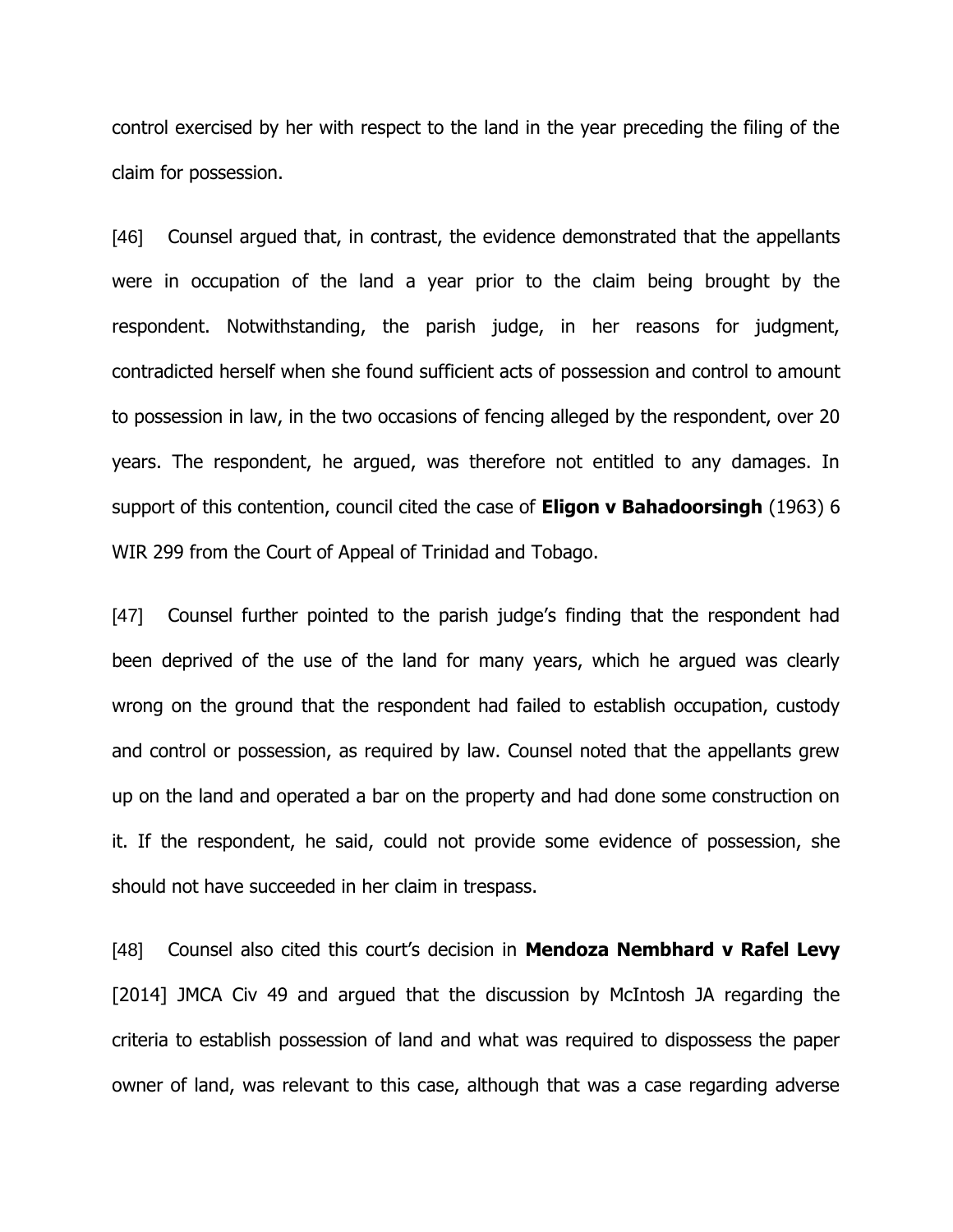control exercised by her with respect to the land in the year preceding the filing of the claim for possession.

[46] Counsel argued that, in contrast, the evidence demonstrated that the appellants were in occupation of the land a year prior to the claim being brought by the respondent. Notwithstanding, the parish judge, in her reasons for judgment, contradicted herself when she found sufficient acts of possession and control to amount to possession in law, in the two occasions of fencing alleged by the respondent, over 20 years. The respondent, he argued, was therefore not entitled to any damages. In support of this contention, council cited the case of **Eligon v Bahadoorsingh** (1963) 6 WIR 299 from the Court of Appeal of Trinidad and Tobago.

[47] Counsel further pointed to the parish judge's finding that the respondent had been deprived of the use of the land for many years, which he argued was clearly wrong on the ground that the respondent had failed to establish occupation, custody and control or possession, as required by law. Counsel noted that the appellants grew up on the land and operated a bar on the property and had done some construction on it. If the respondent, he said, could not provide some evidence of possession, she should not have succeeded in her claim in trespass.

[48] Counsel also cited this court's decision in **Mendoza Nembhard v Rafel Levy** [2014] JMCA Civ 49 and argued that the discussion by McIntosh JA regarding the criteria to establish possession of land and what was required to dispossess the paper owner of land, was relevant to this case, although that was a case regarding adverse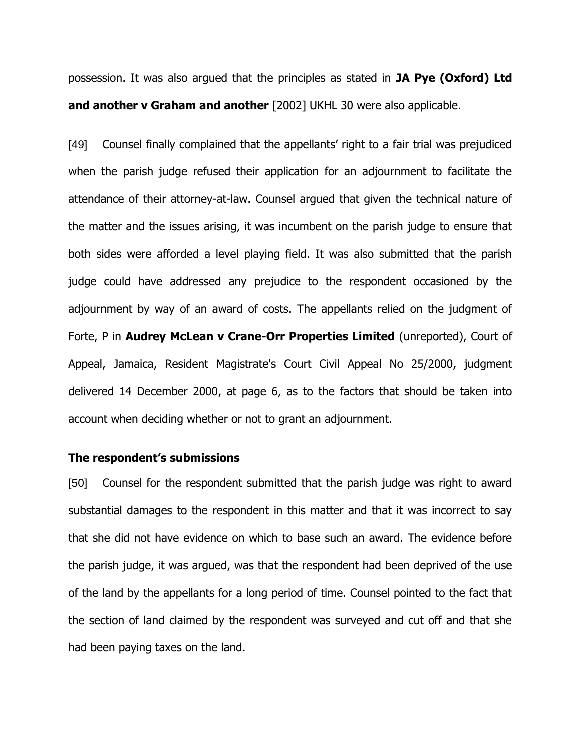possession. It was also argued that the principles as stated in **JA Pye (Oxford) Ltd and another v Graham and another** [2002] UKHL 30 were also applicable.

[49] Counsel finally complained that the appellants' right to a fair trial was prejudiced when the parish judge refused their application for an adjournment to facilitate the attendance of their attorney-at-law. Counsel argued that given the technical nature of the matter and the issues arising, it was incumbent on the parish judge to ensure that both sides were afforded a level playing field. It was also submitted that the parish judge could have addressed any prejudice to the respondent occasioned by the adjournment by way of an award of costs. The appellants relied on the judgment of Forte, P in **Audrey McLean v Crane-Orr Properties Limited** (unreported), Court of Appeal, Jamaica, Resident Magistrate's Court Civil Appeal No 25/2000, judgment delivered 14 December 2000, at page 6, as to the factors that should be taken into account when deciding whether or not to grant an adjournment.

**The respondent's submissions**

[50] Counsel for the respondent submitted that the parish judge was right to award substantial damages to the respondent in this matter and that it was incorrect to say that she did not have evidence on which to base such an award. The evidence before the parish judge, it was argued, was that the respondent had been deprived of the use of the land by the appellants for a long period of time. Counsel pointed to the fact that the section of land claimed by the respondent was surveyed and cut off and that she had been paying taxes on the land.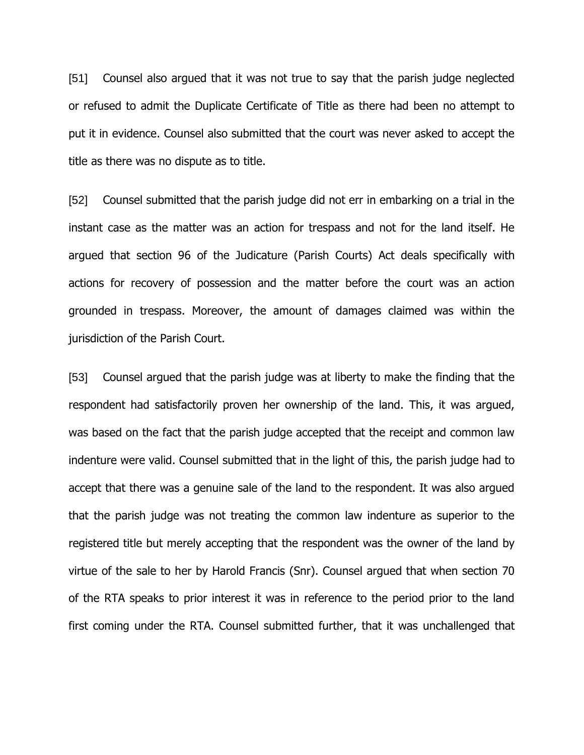[51] Counsel also argued that it was not true to say that the parish judge neglected or refused to admit the Duplicate Certificate of Title as there had been no attempt to put it in evidence. Counsel also submitted that the court was never asked to accept the title as there was no dispute as to title.

[52] Counsel submitted that the parish judge did not err in embarking on a trial in the instant case as the matter was an action for trespass and not for the land itself. He argued that section 96 of the Judicature (Parish Courts) Act deals specifically with actions for recovery of possession and the matter before the court was an action grounded in trespass. Moreover, the amount of damages claimed was within the jurisdiction of the Parish Court.

[53] Counsel argued that the parish judge was at liberty to make the finding that the respondent had satisfactorily proven her ownership of the land. This, it was argued, was based on the fact that the parish judge accepted that the receipt and common law indenture were valid. Counsel submitted that in the light of this, the parish judge had to accept that there was a genuine sale of the land to the respondent. It was also argued that the parish judge was not treating the common law indenture as superior to the registered title but merely accepting that the respondent was the owner of the land by virtue of the sale to her by Harold Francis (Snr). Counsel argued that when section 70 of the RTA speaks to prior interest it was in reference to the period prior to the land first coming under the RTA. Counsel submitted further, that it was unchallenged that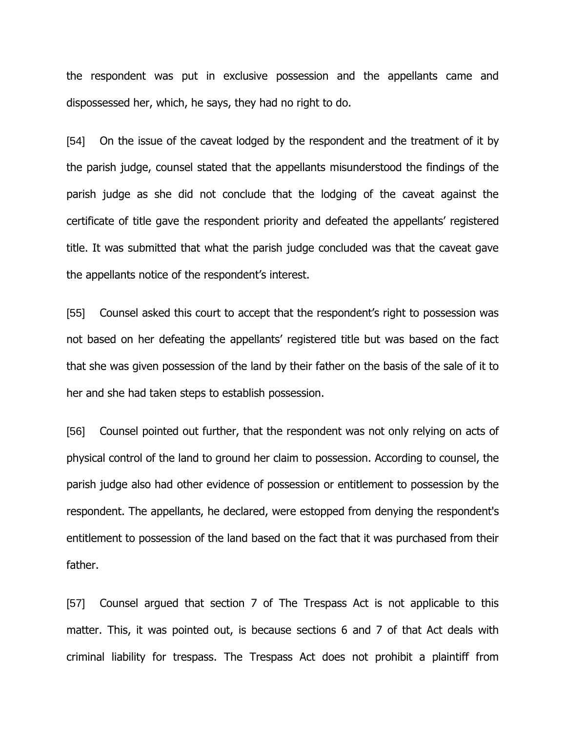the respondent was put in exclusive possession and the appellants came and dispossessed her, which, he says, they had no right to do.

[54] On the issue of the caveat lodged by the respondent and the treatment of it by the parish judge, counsel stated that the appellants misunderstood the findings of the parish judge as she did not conclude that the lodging of the caveat against the certificate of title gave the respondent priority and defeated the appellants' registered title. It was submitted that what the parish judge concluded was that the caveat gave the appellants notice of the respondent's interest.

[55] Counsel asked this court to accept that the respondent's right to possession was not based on her defeating the appellants' registered title but was based on the fact that she was given possession of the land by their father on the basis of the sale of it to her and she had taken steps to establish possession.

[56] Counsel pointed out further, that the respondent was not only relying on acts of physical control of the land to ground her claim to possession. According to counsel, the parish judge also had other evidence of possession or entitlement to possession by the respondent. The appellants, he declared, were estopped from denying the respondent's entitlement to possession of the land based on the fact that it was purchased from their father.

[57] Counsel argued that section 7 of The Trespass Act is not applicable to this matter. This, it was pointed out, is because sections 6 and 7 of that Act deals with criminal liability for trespass. The Trespass Act does not prohibit a plaintiff from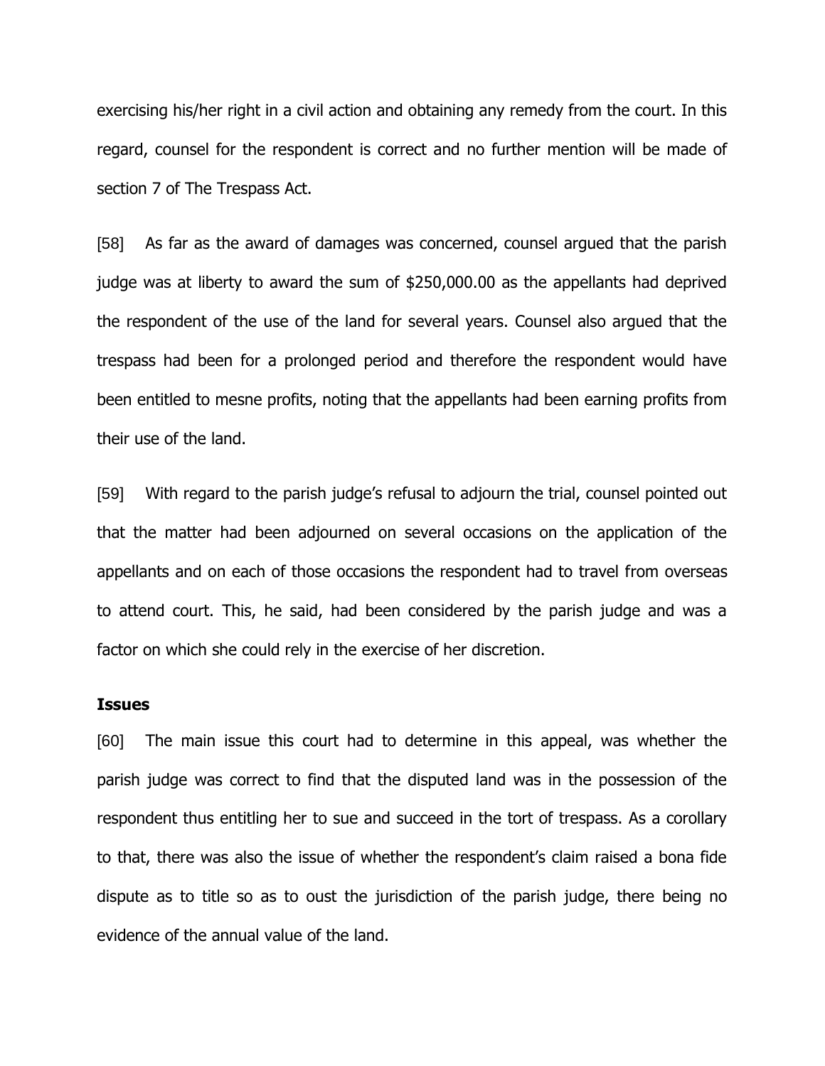exercising his/her right in a civil action and obtaining any remedy from the court. In this regard, counsel for the respondent is correct and no further mention will be made of section 7 of The Trespass Act.

[58] As far as the award of damages was concerned, counsel argued that the parish judge was at liberty to award the sum of $250,000.00 as the appellants had deprived the respondent of the use of the land for several years. Counsel also argued that the trespass had been for a prolonged period and therefore the respondent would have been entitled to mesne profits, noting that the appellants had been earning profits from their use of the land.

[59] With regard to the parish judge's refusal to adjourn the trial, counsel pointed out that the matter had been adjourned on several occasions on the application of the appellants and on each of those occasions the respondent had to travel from overseas to attend court. This, he said, had been considered by the parish judge and was a factor on which she could rely in the exercise of her discretion.

**Issues**

[60] The main issue this court had to determine in this appeal, was whether the parish judge was correct to find that the disputed land was in the possession of the respondent thus entitling her to sue and succeed in the tort of trespass. As a corollary to that, there was also the issue of whether the respondent's claim raised a bona fide dispute as to title so as to oust the jurisdiction of the parish judge, there being no evidence of the annual value of the land.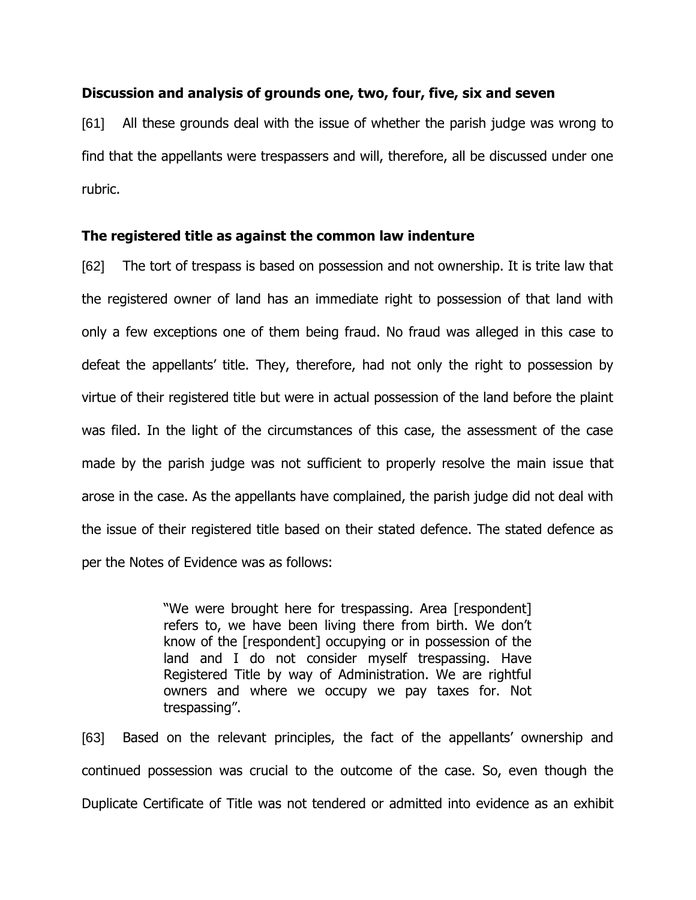**Discussion and analysis of grounds one, two, four, five, six and seven**

[61] All these grounds deal with the issue of whether the parish judge was wrong to find that the appellants were trespassers and will, therefore, all be discussed under one rubric.

**The registered title as against the common law indenture**

[62] The tort of trespass is based on possession and not ownership. It is trite law that the registered owner of land has an immediate right to possession of that land with only a few exceptions one of them being fraud. No fraud was alleged in this case to defeat the appellants' title. They, therefore, had not only the right to possession by virtue of their registered title but were in actual possession of the land before the plaint was filed. In the light of the circumstances of this case, the assessment of the case made by the parish judge was not sufficient to properly resolve the main issue that arose in the case. As the appellants have complained, the parish judge did not deal with the issue of their registered title based on their stated defence. The stated defence as per the Notes of Evidence was as follows:

> "We were brought here for trespassing. Area [respondent] refers to, we have been living there from birth. We don't know of the [respondent] occupying or in possession of the land and I do not consider myself trespassing. Have Registered Title by way of Administration. We are rightful owners and where we occupy we pay taxes for. Not trespassing".

[63] Based on the relevant principles, the fact of the appellants' ownership and continued possession was crucial to the outcome of the case. So, even though the Duplicate Certificate of Title was not tendered or admitted into evidence as an exhibit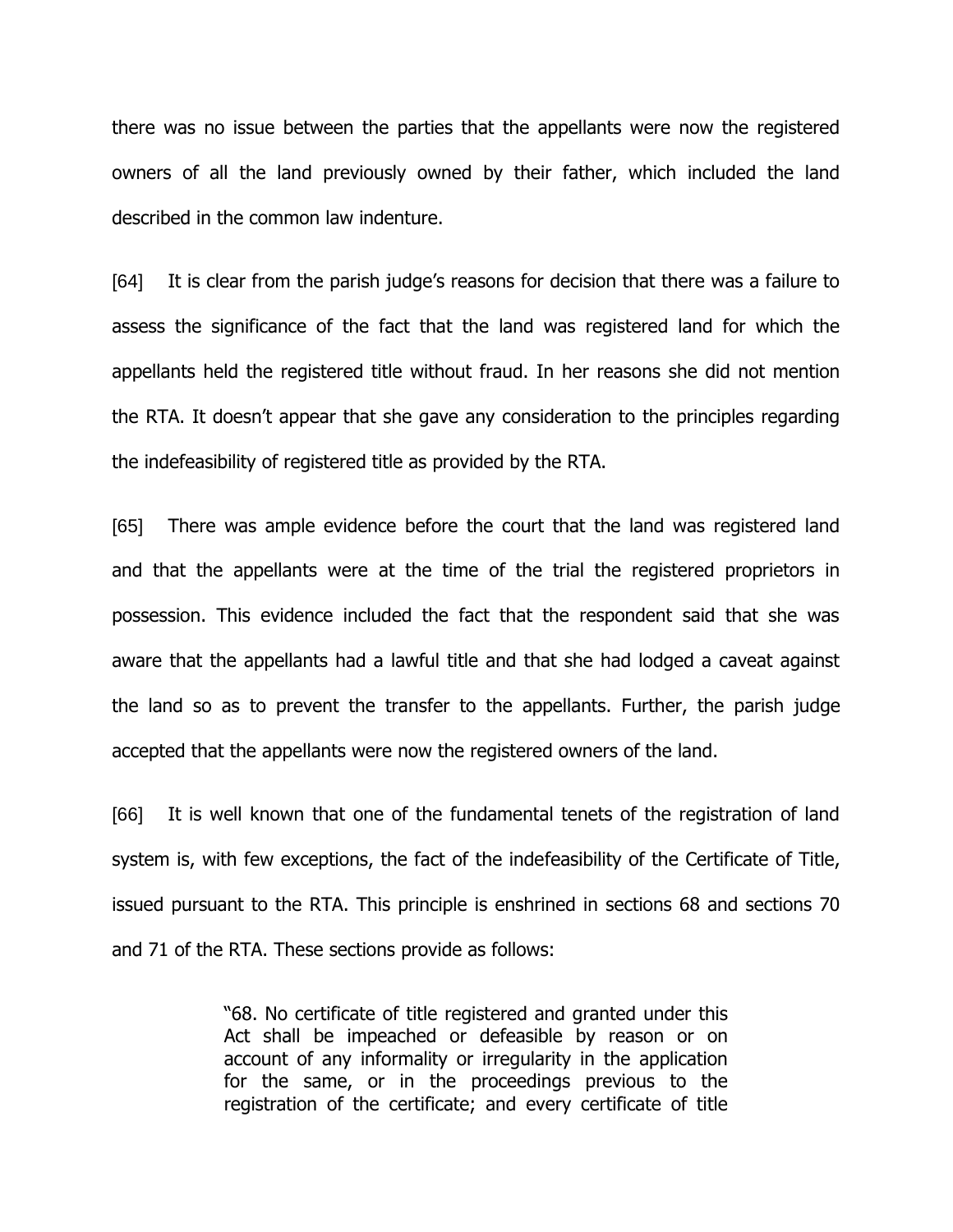there was no issue between the parties that the appellants were now the registered owners of all the land previously owned by their father, which included the land described in the common law indenture.

[64] It is clear from the parish judge's reasons for decision that there was a failure to assess the significance of the fact that the land was registered land for which the appellants held the registered title without fraud. In her reasons she did not mention the RTA. It doesn't appear that she gave any consideration to the principles regarding the indefeasibility of registered title as provided by the RTA.

[65] There was ample evidence before the court that the land was registered land and that the appellants were at the time of the trial the registered proprietors in possession. This evidence included the fact that the respondent said that she was aware that the appellants had a lawful title and that she had lodged a caveat against the land so as to prevent the transfer to the appellants. Further, the parish judge accepted that the appellants were now the registered owners of the land.

[66] It is well known that one of the fundamental tenets of the registration of land system is, with few exceptions, the fact of the indefeasibility of the Certificate of Title, issued pursuant to the RTA. This principle is enshrined in sections 68 and sections 70 and 71 of the RTA. These sections provide as follows:

> "68. No certificate of title registered and granted under this Act shall be impeached or defeasible by reason or on account of any informality or irregularity in the application for the same, or in the proceedings previous to the registration of the certificate; and every certificate of title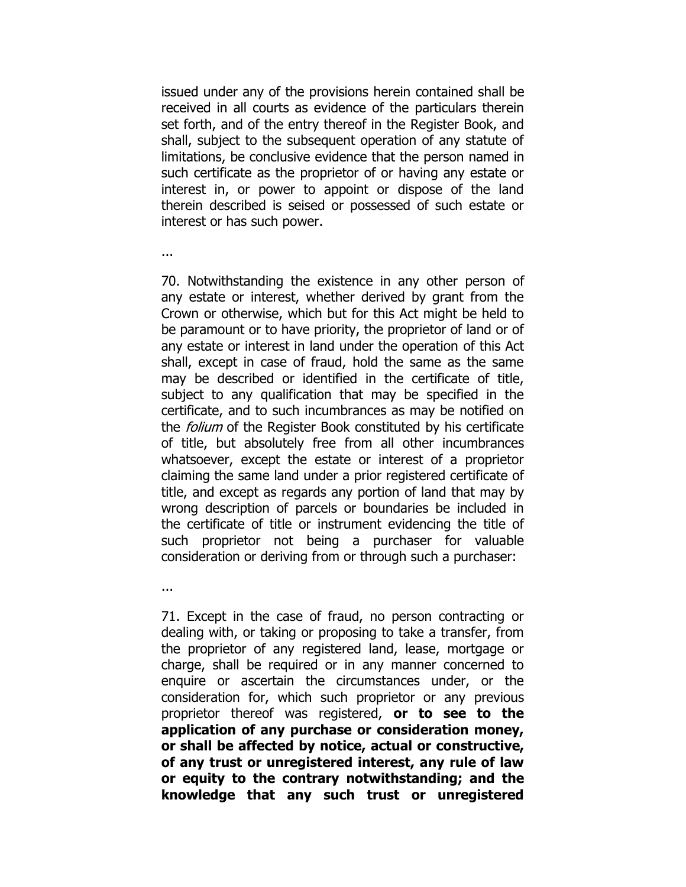issued under any of the provisions herein contained shall be received in all courts as evidence of the particulars therein set forth, and of the entry thereof in the Register Book, and shall, subject to the subsequent operation of any statute of limitations, be conclusive evidence that the person named in such certificate as the proprietor of or having any estate or interest in, or power to appoint or dispose of the land therein described is seised or possessed of such estate or interest or has such power.

...

70. Notwithstanding the existence in any other person of any estate or interest, whether derived by grant from the Crown or otherwise, which but for this Act might be held to be paramount or to have priority, the proprietor of land or of any estate or interest in land under the operation of this Act shall, except in case of fraud, hold the same as the same may be described or identified in the certificate of title, subject to any qualification that may be specified in the certificate, and to such incumbrances as may be notified on the *folium* of the Register Book constituted by his certificate of title, but absolutely free from all other incumbrances whatsoever, except the estate or interest of a proprietor claiming the same land under a prior registered certificate of title, and except as regards any portion of land that may by wrong description of parcels or boundaries be included in the certificate of title or instrument evidencing the title of such proprietor not being a purchaser for valuable consideration or deriving from or through such a purchaser:

...

71. Except in the case of fraud, no person contracting or dealing with, or taking or proposing to take a transfer, from the proprietor of any registered land, lease, mortgage or charge, shall be required or in any manner concerned to enquire or ascertain the circumstances under, or the consideration for, which such proprietor or any previous proprietor thereof was registered, **or to see to the application of any purchase or consideration money, or shall be affected by notice, actual or constructive, of any trust or unregistered interest, any rule of law or equity to the contrary notwithstanding; and the knowledge that any such trust or unregistered**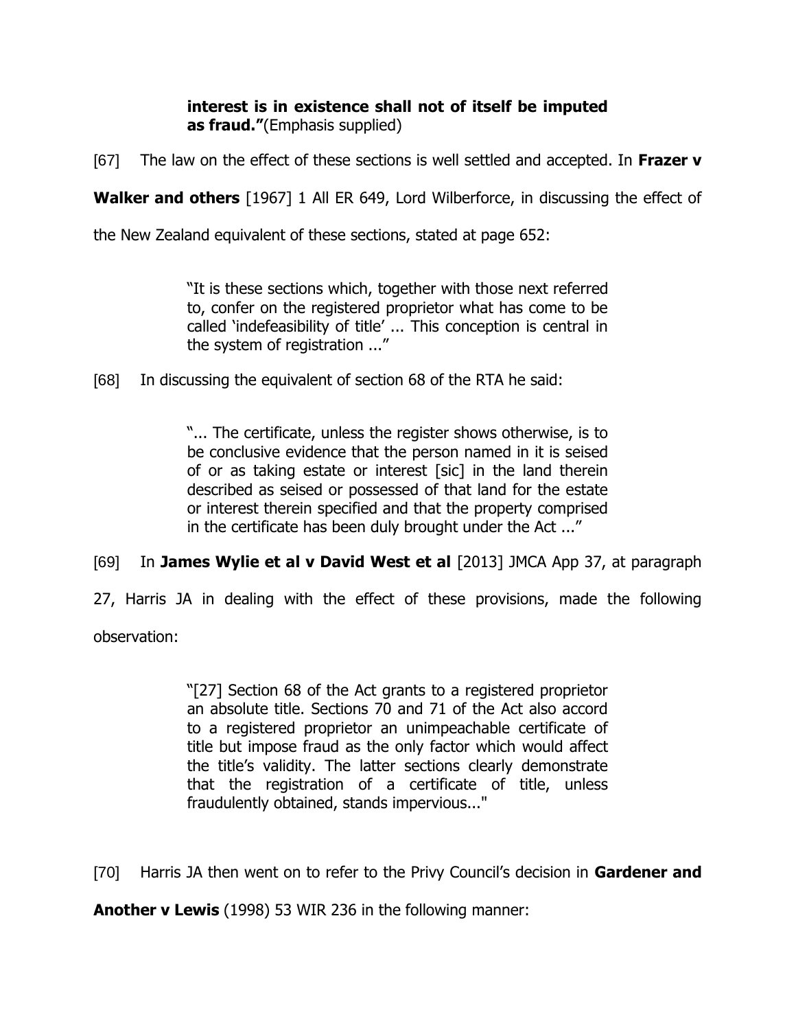> **interest is in existence shall not of itself be imputed as fraud."**(Emphasis supplied)

[67] The law on the effect of these sections is well settled and accepted. In **Frazer v Walker and others** [1967] 1 All ER 649, Lord Wilberforce, in discussing the effect of the New Zealand equivalent of these sections, stated at page 652:

> "It is these sections which, together with those next referred to, confer on the registered proprietor what has come to be called 'indefeasibility of title' ... This conception is central in the system of registration ..."

[68] In discussing the equivalent of section 68 of the RTA he said:

> "... The certificate, unless the register shows otherwise, is to be conclusive evidence that the person named in it is seised of or as taking estate or interest [sic] in the land therein described as seised or possessed of that land for the estate or interest therein specified and that the property comprised in the certificate has been duly brought under the Act ..."

[69] In **James Wylie et al v David West et al** [2013] JMCA App 37, at paragraph 27, Harris JA in dealing with the effect of these provisions, made the following observation:

> "[27] Section 68 of the Act grants to a registered proprietor an absolute title. Sections 70 and 71 of the Act also accord to a registered proprietor an unimpeachable certificate of title but impose fraud as the only factor which would affect the title's validity. The latter sections clearly demonstrate that the registration of a certificate of title, unless fraudulently obtained, stands impervious..."

[70] Harris JA then went on to refer to the Privy Council's decision in **Gardener and Another v Lewis** (1998) 53 WIR 236 in the following manner: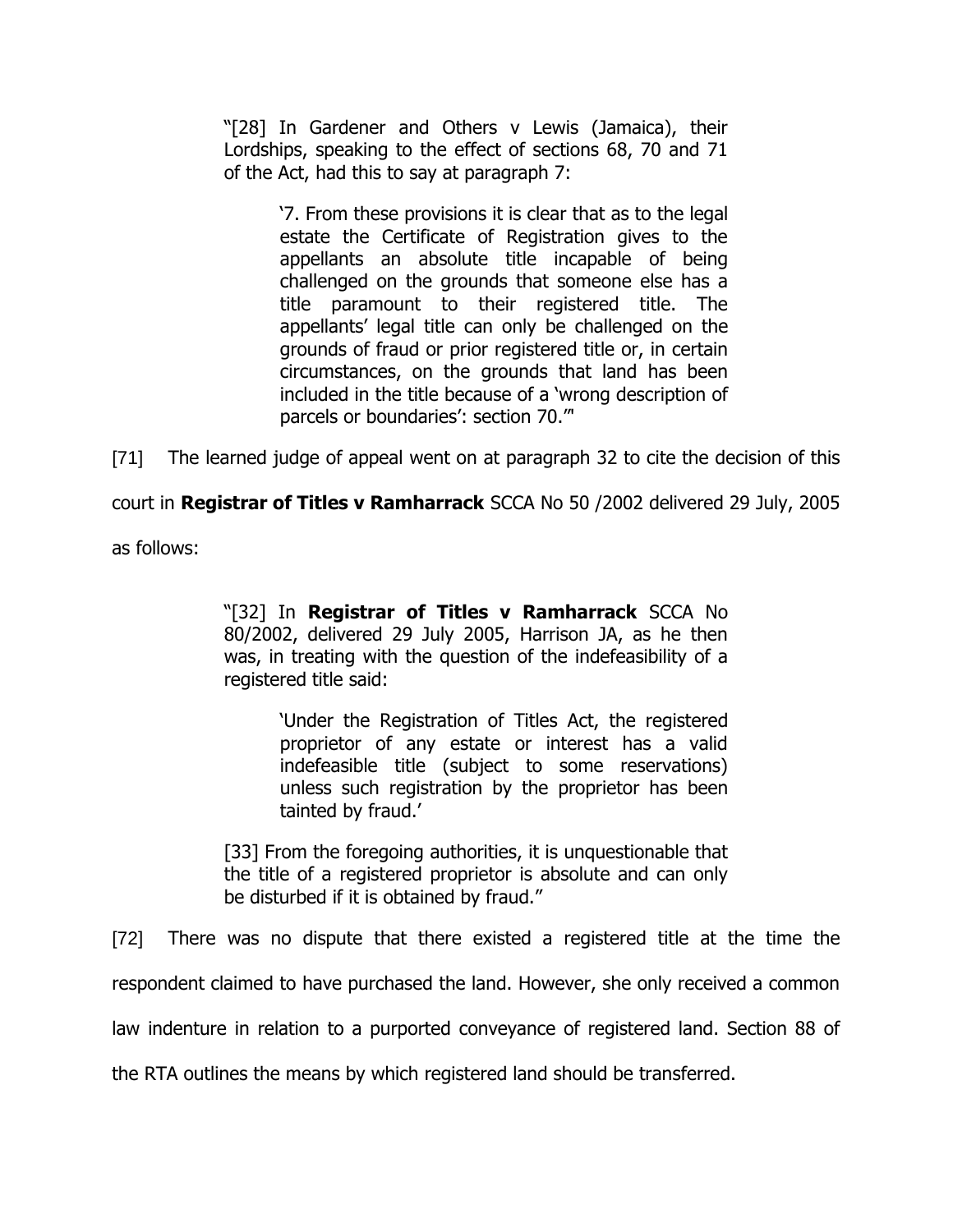> "[28] In Gardener and Others v Lewis (Jamaica), their Lordships, speaking to the effect of sections 68, 70 and 71 of the Act, had this to say at paragraph 7:
>
> > '7. From these provisions it is clear that as to the legal estate the Certificate of Registration gives to the appellants an absolute title incapable of being challenged on the grounds that someone else has a title paramount to their registered title. The appellants' legal title can only be challenged on the grounds of fraud or prior registered title or, in certain circumstances, on the grounds that land has been included in the title because of a 'wrong description of parcels or boundaries': section 70.'"

[71] The learned judge of appeal went on at paragraph 32 to cite the decision of this court in **Registrar of Titles v Ramharrack** SCCA No 50 /2002 delivered 29 July, 2005 as follows:

> "[32] In **Registrar of Titles v Ramharrack** SCCA No 80/2002, delivered 29 July 2005, Harrison JA, as he then was, in treating with the question of the indefeasibility of a registered title said:
>
> > 'Under the Registration of Titles Act, the registered proprietor of any estate or interest has a valid indefeasible title (subject to some reservations) unless such registration by the proprietor has been tainted by fraud.'
>
> [33] From the foregoing authorities, it is unquestionable that the title of a registered proprietor is absolute and can only be disturbed if it is obtained by fraud."

[72] There was no dispute that there existed a registered title at the time the respondent claimed to have purchased the land. However, she only received a common law indenture in relation to a purported conveyance of registered land. Section 88 of the RTA outlines the means by which registered land should be transferred.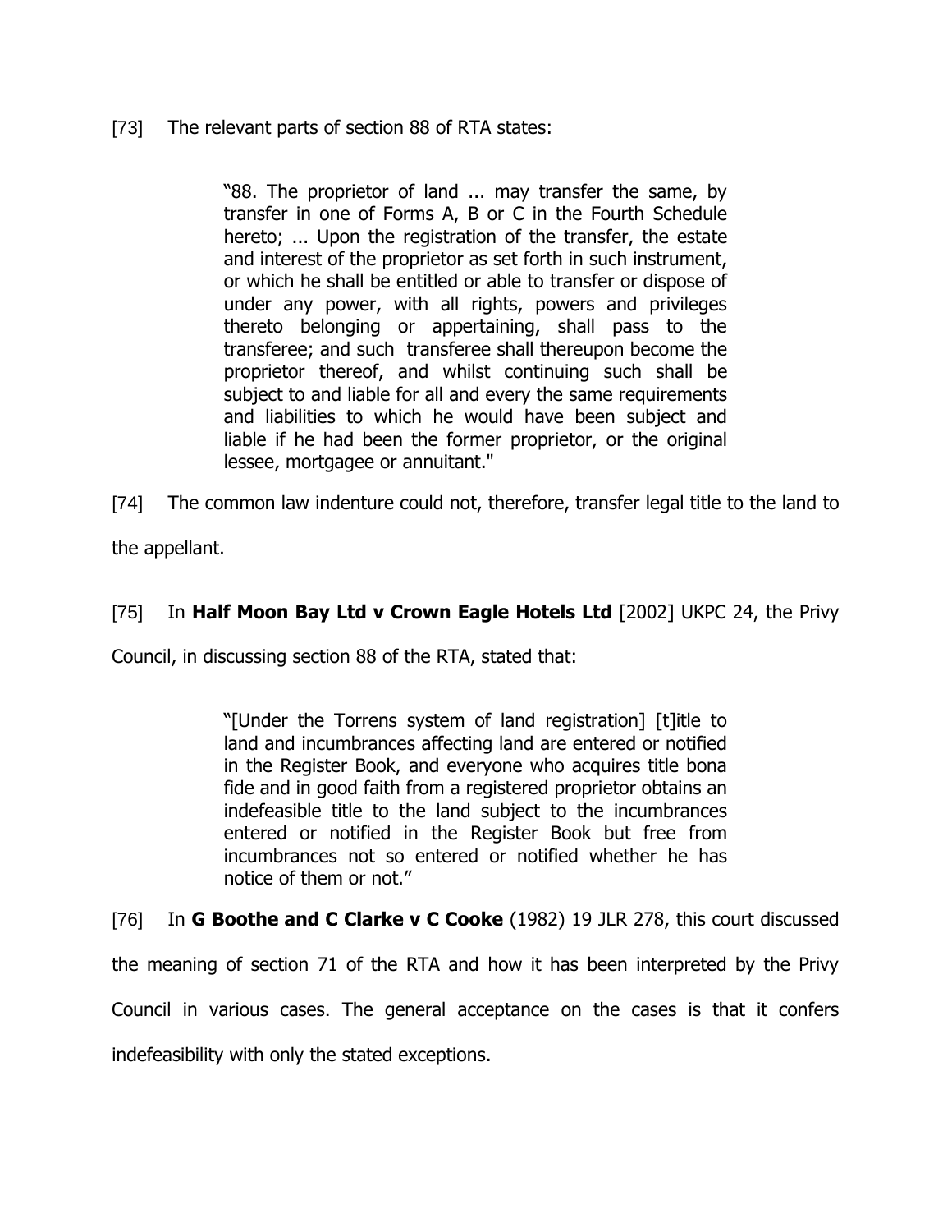[73] The relevant parts of section 88 of RTA states:

> "88. The proprietor of land ... may transfer the same, by transfer in one of Forms A, B or C in the Fourth Schedule hereto; ... Upon the registration of the transfer, the estate and interest of the proprietor as set forth in such instrument, or which he shall be entitled or able to transfer or dispose of under any power, with all rights, powers and privileges thereto belonging or appertaining, shall pass to the transferee; and such transferee shall thereupon become the proprietor thereof, and whilst continuing such shall be subject to and liable for all and every the same requirements and liabilities to which he would have been subject and liable if he had been the former proprietor, or the original lessee, mortgagee or annuitant."

[74] The common law indenture could not, therefore, transfer legal title to the land to the appellant.

[75] In **Half Moon Bay Ltd v Crown Eagle Hotels Ltd** [2002] UKPC 24, the Privy Council, in discussing section 88 of the RTA, stated that:

> "[Under the Torrens system of land registration] [t]itle to land and incumbrances affecting land are entered or notified in the Register Book, and everyone who acquires title bona fide and in good faith from a registered proprietor obtains an indefeasible title to the land subject to the incumbrances entered or notified in the Register Book but free from incumbrances not so entered or notified whether he has notice of them or not."

[76] In **G Boothe and C Clarke v C Cooke** (1982) 19 JLR 278, this court discussed the meaning of section 71 of the RTA and how it has been interpreted by the Privy Council in various cases. The general acceptance on the cases is that it confers indefeasibility with only the stated exceptions.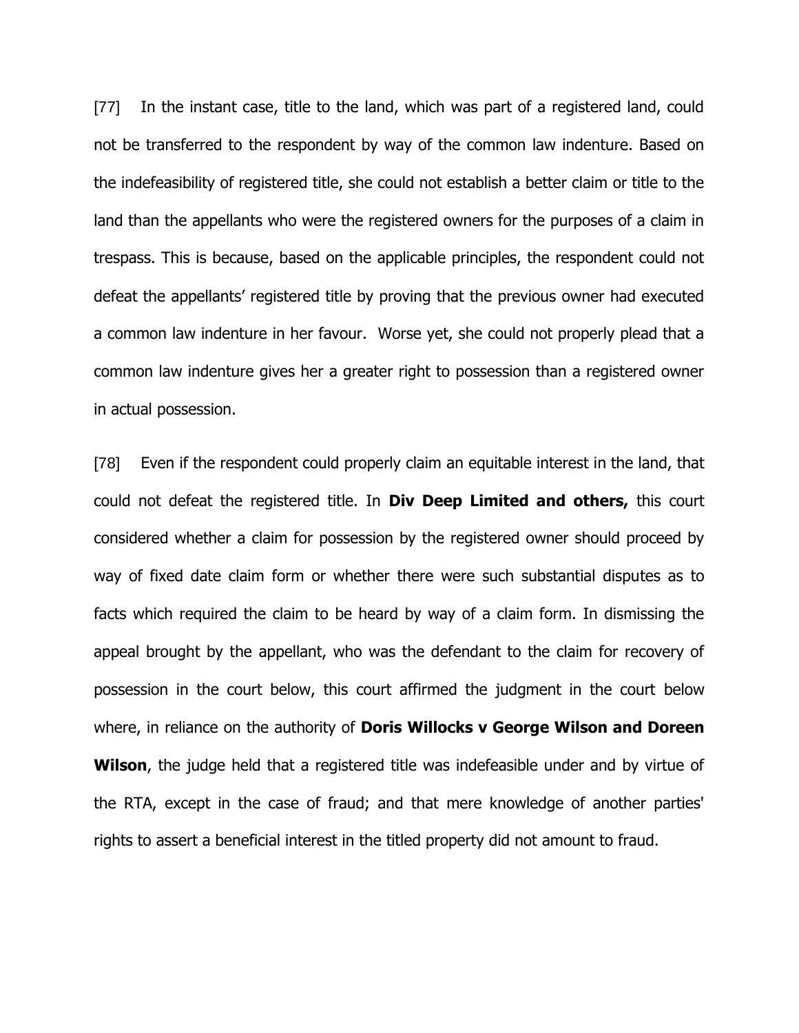[77] In the instant case, title to the land, which was part of a registered land, could not be transferred to the respondent by way of the common law indenture. Based on the indefeasibility of registered title, she could not establish a better claim or title to the land than the appellants who were the registered owners for the purposes of a claim in trespass. This is because, based on the applicable principles, the respondent could not defeat the appellants' registered title by proving that the previous owner had executed a common law indenture in her favour. Worse yet, she could not properly plead that a common law indenture gives her a greater right to possession than a registered owner in actual possession.

[78] Even if the respondent could properly claim an equitable interest in the land, that could not defeat the registered title. In **Div Deep Limited and others,** this court considered whether a claim for possession by the registered owner should proceed by way of fixed date claim form or whether there were such substantial disputes as to facts which required the claim to be heard by way of a claim form. In dismissing the appeal brought by the appellant, who was the defendant to the claim for recovery of possession in the court below, this court affirmed the judgment in the court below where, in reliance on the authority of **Doris Willocks v George Wilson and Doreen Wilson**, the judge held that a registered title was indefeasible under and by virtue of the RTA, except in the case of fraud; and that mere knowledge of another parties' rights to assert a beneficial interest in the titled property did not amount to fraud.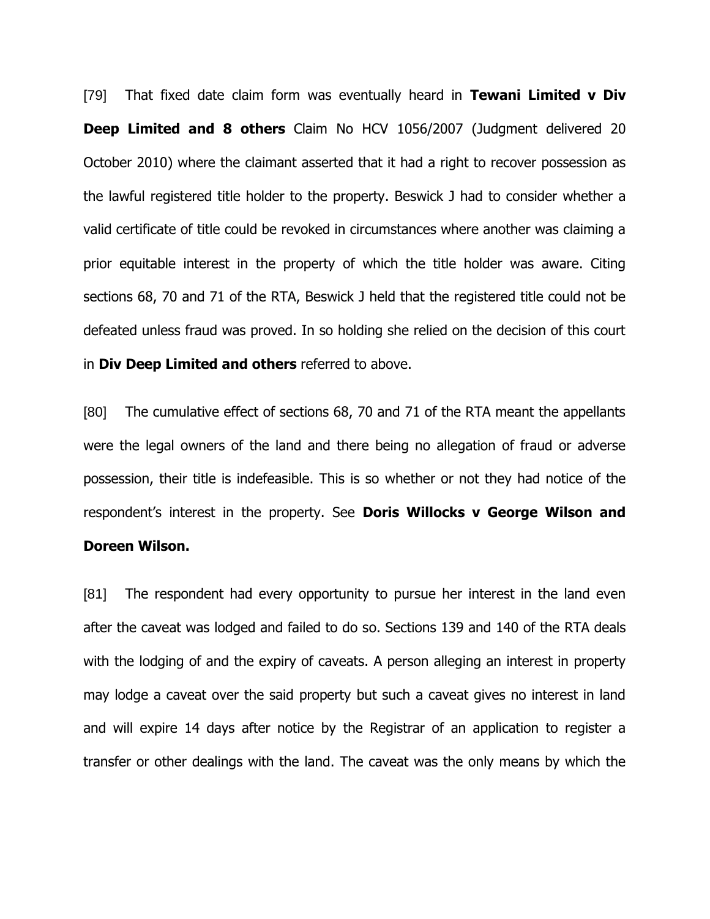[79] That fixed date claim form was eventually heard in **Tewani Limited v Div Deep Limited and 8 others** Claim No HCV 1056/2007 (Judgment delivered 20 October 2010) where the claimant asserted that it had a right to recover possession as the lawful registered title holder to the property. Beswick J had to consider whether a valid certificate of title could be revoked in circumstances where another was claiming a prior equitable interest in the property of which the title holder was aware. Citing sections 68, 70 and 71 of the RTA, Beswick J held that the registered title could not be defeated unless fraud was proved. In so holding she relied on the decision of this court in **Div Deep Limited and others** referred to above.

[80] The cumulative effect of sections 68, 70 and 71 of the RTA meant the appellants were the legal owners of the land and there being no allegation of fraud or adverse possession, their title is indefeasible. This is so whether or not they had notice of the respondent's interest in the property. See **Doris Willocks v George Wilson and Doreen Wilson.**

[81] The respondent had every opportunity to pursue her interest in the land even after the caveat was lodged and failed to do so. Sections 139 and 140 of the RTA deals with the lodging of and the expiry of caveats. A person alleging an interest in property may lodge a caveat over the said property but such a caveat gives no interest in land and will expire 14 days after notice by the Registrar of an application to register a transfer or other dealings with the land. The caveat was the only means by which the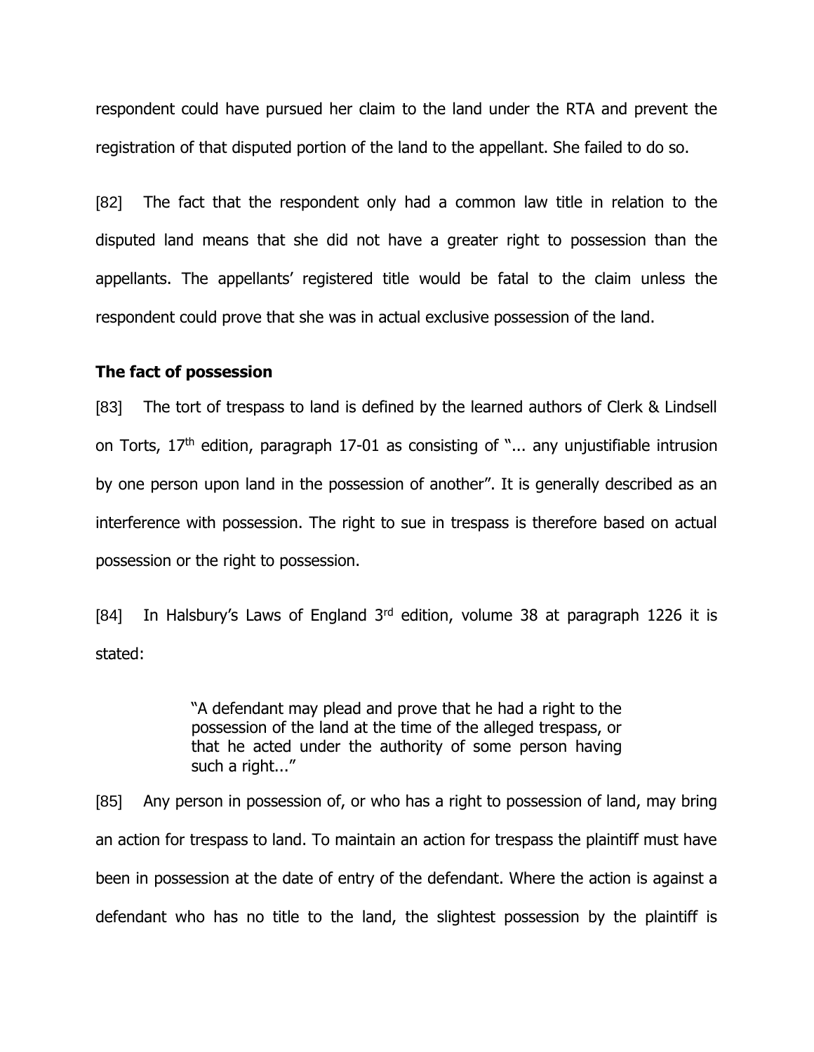respondent could have pursued her claim to the land under the RTA and prevent the registration of that disputed portion of the land to the appellant. She failed to do so.

[82] The fact that the respondent only had a common law title in relation to the disputed land means that she did not have a greater right to possession than the appellants. The appellants' registered title would be fatal to the claim unless the respondent could prove that she was in actual exclusive possession of the land.

**The fact of possession**

[83] The tort of trespass to land is defined by the learned authors of Clerk & Lindsell on Torts, 17th edition, paragraph 17-01 as consisting of "... any unjustifiable intrusion by one person upon land in the possession of another". It is generally described as an interference with possession. The right to sue in trespass is therefore based on actual possession or the right to possession.

[84] In Halsbury's Laws of England 3rd edition, volume 38 at paragraph 1226 it is stated:

> "A defendant may plead and prove that he had a right to the possession of the land at the time of the alleged trespass, or that he acted under the authority of some person having such a right..."

[85] Any person in possession of, or who has a right to possession of land, may bring an action for trespass to land. To maintain an action for trespass the plaintiff must have been in possession at the date of entry of the defendant. Where the action is against a defendant who has no title to the land, the slightest possession by the plaintiff is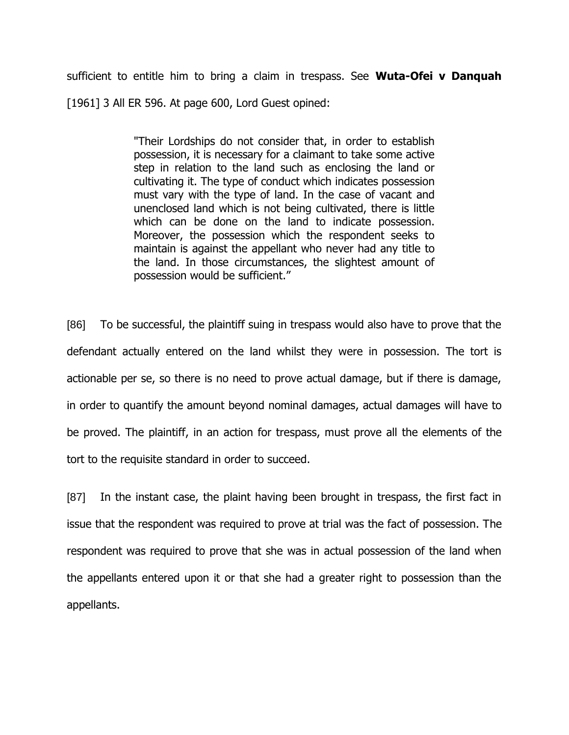sufficient to entitle him to bring a claim in trespass. See **Wuta-Ofei v Danquah** [1961] 3 All ER 596. At page 600, Lord Guest opined:

> "Their Lordships do not consider that, in order to establish possession, it is necessary for a claimant to take some active step in relation to the land such as enclosing the land or cultivating it. The type of conduct which indicates possession must vary with the type of land. In the case of vacant and unenclosed land which is not being cultivated, there is little which can be done on the land to indicate possession. Moreover, the possession which the respondent seeks to maintain is against the appellant who never had any title to the land. In those circumstances, the slightest amount of possession would be sufficient."

[86] To be successful, the plaintiff suing in trespass would also have to prove that the defendant actually entered on the land whilst they were in possession. The tort is actionable per se, so there is no need to prove actual damage, but if there is damage, in order to quantify the amount beyond nominal damages, actual damages will have to be proved. The plaintiff, in an action for trespass, must prove all the elements of the tort to the requisite standard in order to succeed.

[87] In the instant case, the plaint having been brought in trespass, the first fact in issue that the respondent was required to prove at trial was the fact of possession. The respondent was required to prove that she was in actual possession of the land when the appellants entered upon it or that she had a greater right to possession than the appellants.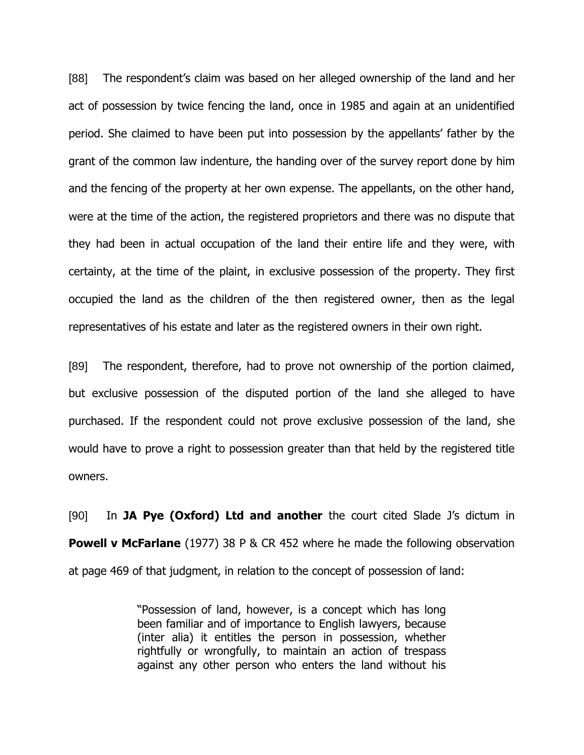[88] The respondent's claim was based on her alleged ownership of the land and her act of possession by twice fencing the land, once in 1985 and again at an unidentified period. She claimed to have been put into possession by the appellants' father by the grant of the common law indenture, the handing over of the survey report done by him and the fencing of the property at her own expense. The appellants, on the other hand, were at the time of the action, the registered proprietors and there was no dispute that they had been in actual occupation of the land their entire life and they were, with certainty, at the time of the plaint, in exclusive possession of the property. They first occupied the land as the children of the then registered owner, then as the legal representatives of his estate and later as the registered owners in their own right.

[89] The respondent, therefore, had to prove not ownership of the portion claimed, but exclusive possession of the disputed portion of the land she alleged to have purchased. If the respondent could not prove exclusive possession of the land, she would have to prove a right to possession greater than that held by the registered title owners.

[90] In **JA Pye (Oxford) Ltd and another** the court cited Slade J's dictum in **Powell v McFarlane** (1977) 38 P & CR 452 where he made the following observation at page 469 of that judgment, in relation to the concept of possession of land:

> "Possession of land, however, is a concept which has long been familiar and of importance to English lawyers, because (inter alia) it entitles the person in possession, whether rightfully or wrongfully, to maintain an action of trespass against any other person who enters the land without his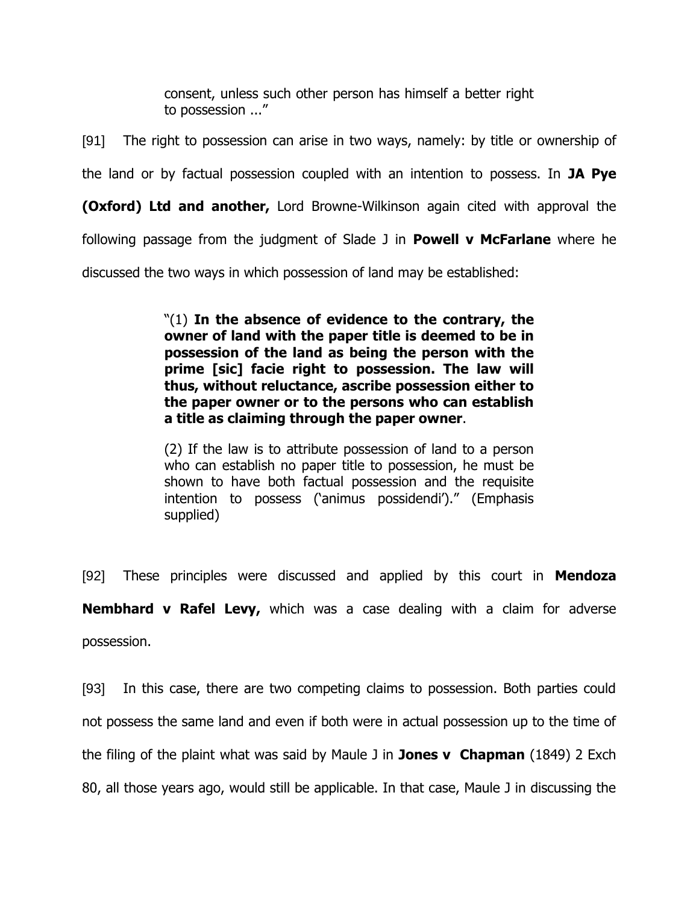> consent, unless such other person has himself a better right to possession ..."

[91] The right to possession can arise in two ways, namely: by title or ownership of the land or by factual possession coupled with an intention to possess. In **JA Pye (Oxford) Ltd and another,** Lord Browne-Wilkinson again cited with approval the following passage from the judgment of Slade J in **Powell v McFarlane** where he discussed the two ways in which possession of land may be established:

> "(1) **In the absence of evidence to the contrary, the owner of land with the paper title is deemed to be in possession of the land as being the person with the prime [sic] facie right to possession. The law will thus, without reluctance, ascribe possession either to the paper owner or to the persons who can establish a title as claiming through the paper owner**.
>
> (2) If the law is to attribute possession of land to a person who can establish no paper title to possession, he must be shown to have both factual possession and the requisite intention to possess ('animus possidendi')." (Emphasis supplied)

[92] These principles were discussed and applied by this court in **Mendoza Nembhard v Rafel Levy,** which was a case dealing with a claim for adverse possession.

[93] In this case, there are two competing claims to possession. Both parties could not possess the same land and even if both were in actual possession up to the time of the filing of the plaint what was said by Maule J in **Jones v Chapman** (1849) 2 Exch 80, all those years ago, would still be applicable. In that case, Maule J in discussing the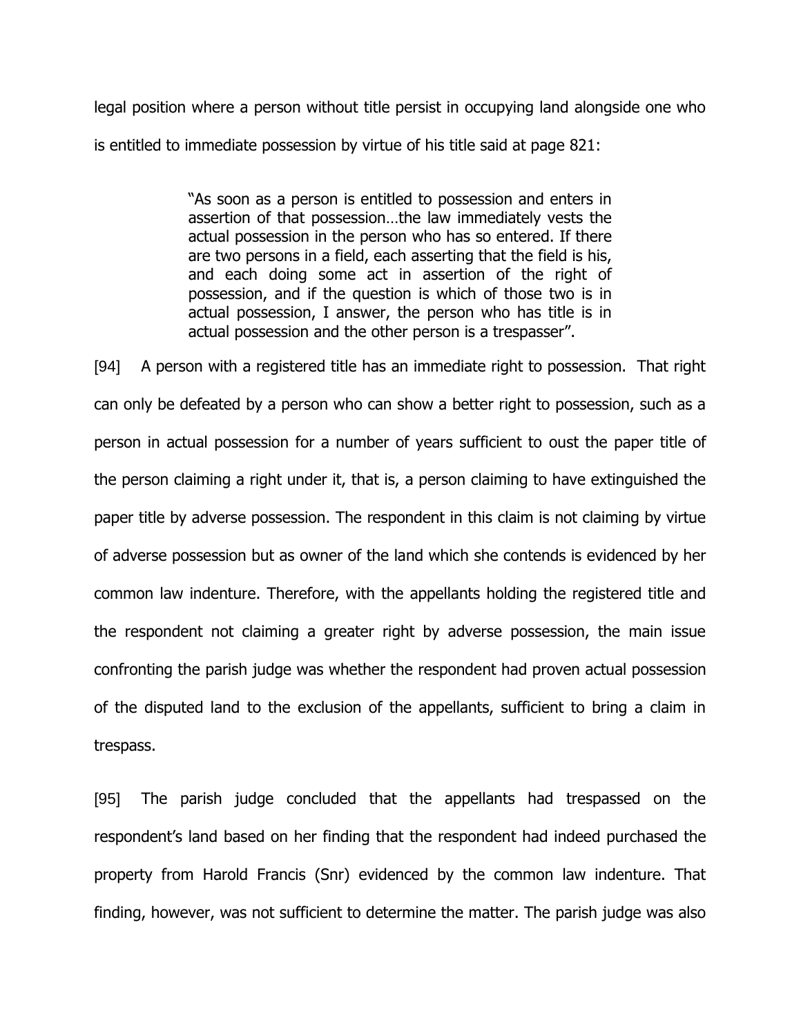legal position where a person without title persist in occupying land alongside one who is entitled to immediate possession by virtue of his title said at page 821:

> "As soon as a person is entitled to possession and enters in assertion of that possession…the law immediately vests the actual possession in the person who has so entered. If there are two persons in a field, each asserting that the field is his, and each doing some act in assertion of the right of possession, and if the question is which of those two is in actual possession, I answer, the person who has title is in actual possession and the other person is a trespasser".

[94] A person with a registered title has an immediate right to possession. That right can only be defeated by a person who can show a better right to possession, such as a person in actual possession for a number of years sufficient to oust the paper title of the person claiming a right under it, that is, a person claiming to have extinguished the paper title by adverse possession. The respondent in this claim is not claiming by virtue of adverse possession but as owner of the land which she contends is evidenced by her common law indenture. Therefore, with the appellants holding the registered title and the respondent not claiming a greater right by adverse possession, the main issue confronting the parish judge was whether the respondent had proven actual possession of the disputed land to the exclusion of the appellants, sufficient to bring a claim in trespass.

[95] The parish judge concluded that the appellants had trespassed on the respondent's land based on her finding that the respondent had indeed purchased the property from Harold Francis (Snr) evidenced by the common law indenture. That finding, however, was not sufficient to determine the matter. The parish judge was also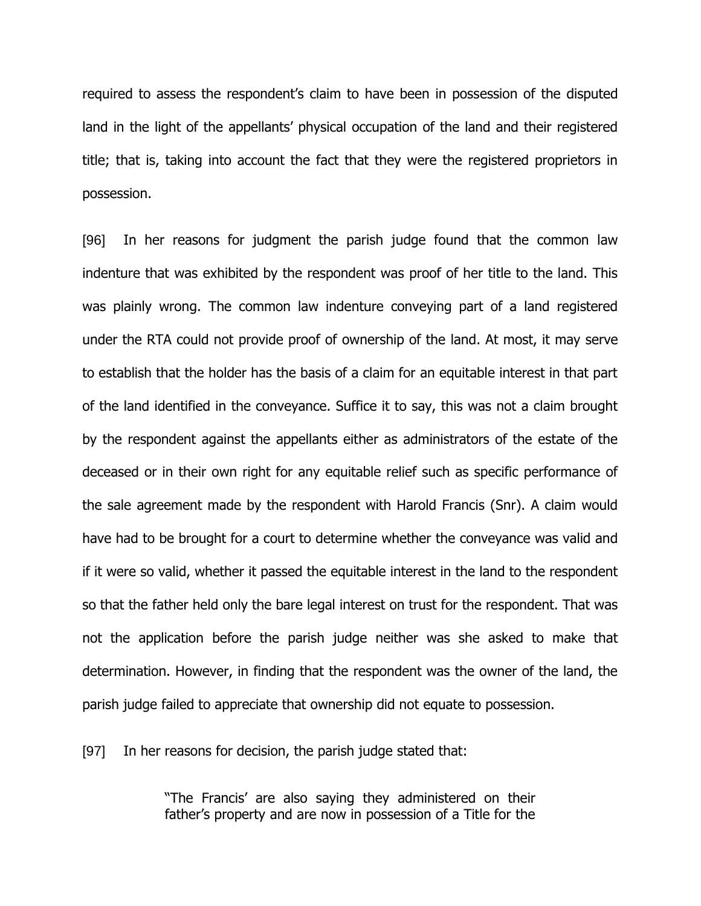required to assess the respondent's claim to have been in possession of the disputed land in the light of the appellants' physical occupation of the land and their registered title; that is, taking into account the fact that they were the registered proprietors in possession.

[96] In her reasons for judgment the parish judge found that the common law indenture that was exhibited by the respondent was proof of her title to the land. This was plainly wrong. The common law indenture conveying part of a land registered under the RTA could not provide proof of ownership of the land. At most, it may serve to establish that the holder has the basis of a claim for an equitable interest in that part of the land identified in the conveyance. Suffice it to say, this was not a claim brought by the respondent against the appellants either as administrators of the estate of the deceased or in their own right for any equitable relief such as specific performance of the sale agreement made by the respondent with Harold Francis (Snr). A claim would have had to be brought for a court to determine whether the conveyance was valid and if it were so valid, whether it passed the equitable interest in the land to the respondent so that the father held only the bare legal interest on trust for the respondent. That was not the application before the parish judge neither was she asked to make that determination. However, in finding that the respondent was the owner of the land, the parish judge failed to appreciate that ownership did not equate to possession.

[97] In her reasons for decision, the parish judge stated that:

> "The Francis' are also saying they administered on their father's property and are now in possession of a Title for the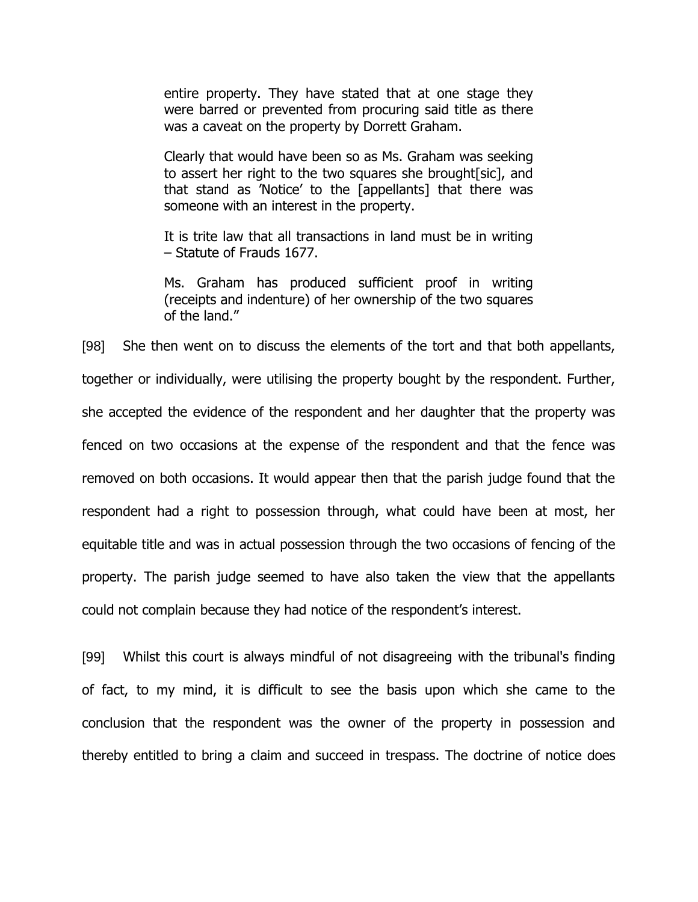> entire property. They have stated that at one stage they were barred or prevented from procuring said title as there was a caveat on the property by Dorrett Graham.
>
> Clearly that would have been so as Ms. Graham was seeking to assert her right to the two squares she brought[sic], and that stand as 'Notice' to the [appellants] that there was someone with an interest in the property.
>
> It is trite law that all transactions in land must be in writing – Statute of Frauds 1677.
>
> Ms. Graham has produced sufficient proof in writing (receipts and indenture) of her ownership of the two squares of the land."

[98] She then went on to discuss the elements of the tort and that both appellants, together or individually, were utilising the property bought by the respondent. Further, she accepted the evidence of the respondent and her daughter that the property was fenced on two occasions at the expense of the respondent and that the fence was removed on both occasions. It would appear then that the parish judge found that the respondent had a right to possession through, what could have been at most, her equitable title and was in actual possession through the two occasions of fencing of the property. The parish judge seemed to have also taken the view that the appellants could not complain because they had notice of the respondent's interest.

[99] Whilst this court is always mindful of not disagreeing with the tribunal's finding of fact, to my mind, it is difficult to see the basis upon which she came to the conclusion that the respondent was the owner of the property in possession and thereby entitled to bring a claim and succeed in trespass. The doctrine of notice does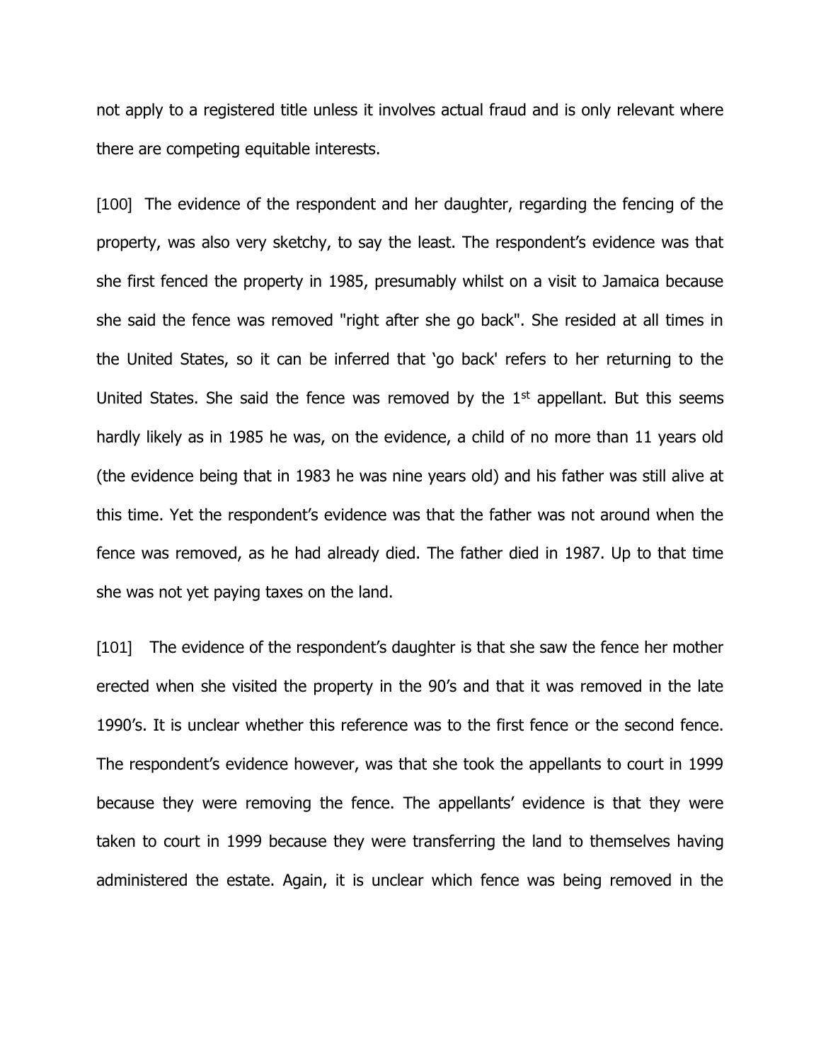not apply to a registered title unless it involves actual fraud and is only relevant where there are competing equitable interests.

[100] The evidence of the respondent and her daughter, regarding the fencing of the property, was also very sketchy, to say the least. The respondent's evidence was that she first fenced the property in 1985, presumably whilst on a visit to Jamaica because she said the fence was removed "right after she go back". She resided at all times in the United States, so it can be inferred that 'go back' refers to her returning to the United States. She said the fence was removed by the 1st appellant. But this seems hardly likely as in 1985 he was, on the evidence, a child of no more than 11 years old (the evidence being that in 1983 he was nine years old) and his father was still alive at this time. Yet the respondent's evidence was that the father was not around when the fence was removed, as he had already died. The father died in 1987. Up to that time she was not yet paying taxes on the land.

[101] The evidence of the respondent's daughter is that she saw the fence her mother erected when she visited the property in the 90's and that it was removed in the late 1990's. It is unclear whether this reference was to the first fence or the second fence. The respondent's evidence however, was that she took the appellants to court in 1999 because they were removing the fence. The appellants' evidence is that they were taken to court in 1999 because they were transferring the land to themselves having administered the estate. Again, it is unclear which fence was being removed in the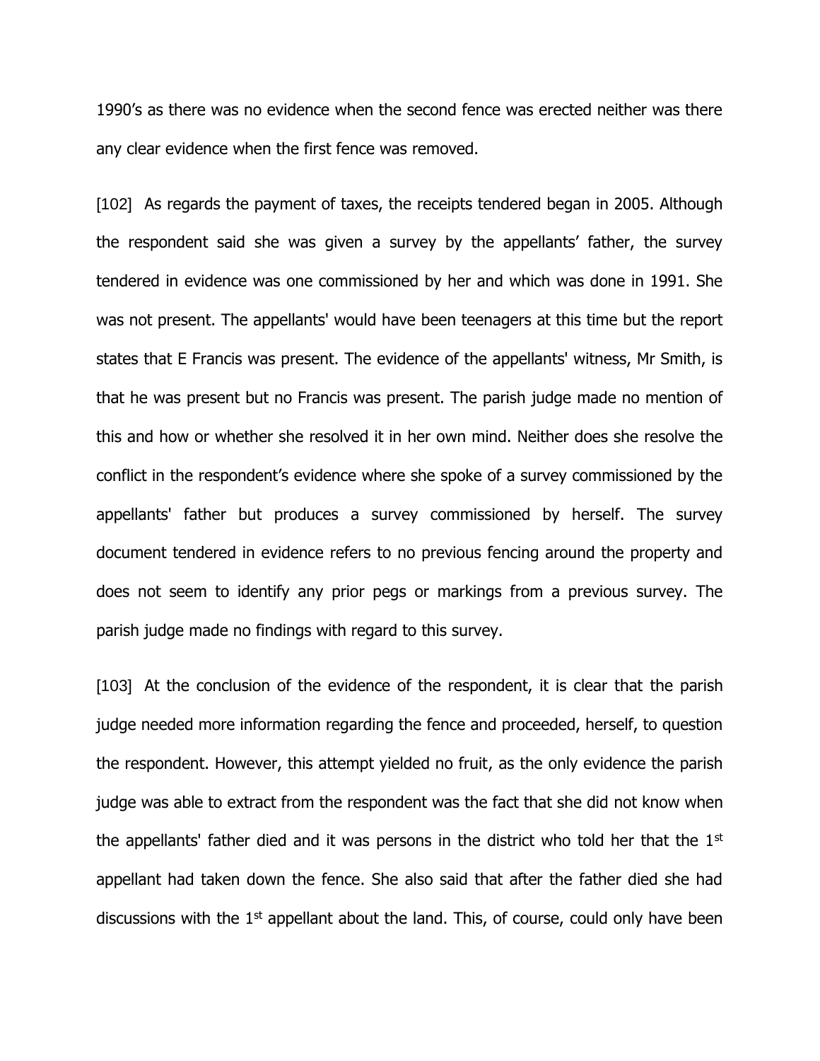1990's as there was no evidence when the second fence was erected neither was there any clear evidence when the first fence was removed.

[102] As regards the payment of taxes, the receipts tendered began in 2005. Although the respondent said she was given a survey by the appellants' father, the survey tendered in evidence was one commissioned by her and which was done in 1991. She was not present. The appellants' would have been teenagers at this time but the report states that E Francis was present. The evidence of the appellants' witness, Mr Smith, is that he was present but no Francis was present. The parish judge made no mention of this and how or whether she resolved it in her own mind. Neither does she resolve the conflict in the respondent's evidence where she spoke of a survey commissioned by the appellants' father but produces a survey commissioned by herself. The survey document tendered in evidence refers to no previous fencing around the property and does not seem to identify any prior pegs or markings from a previous survey. The parish judge made no findings with regard to this survey.

[103] At the conclusion of the evidence of the respondent, it is clear that the parish judge needed more information regarding the fence and proceeded, herself, to question the respondent. However, this attempt yielded no fruit, as the only evidence the parish judge was able to extract from the respondent was the fact that she did not know when the appellants' father died and it was persons in the district who told her that the 1st appellant had taken down the fence. She also said that after the father died she had discussions with the 1st appellant about the land. This, of course, could only have been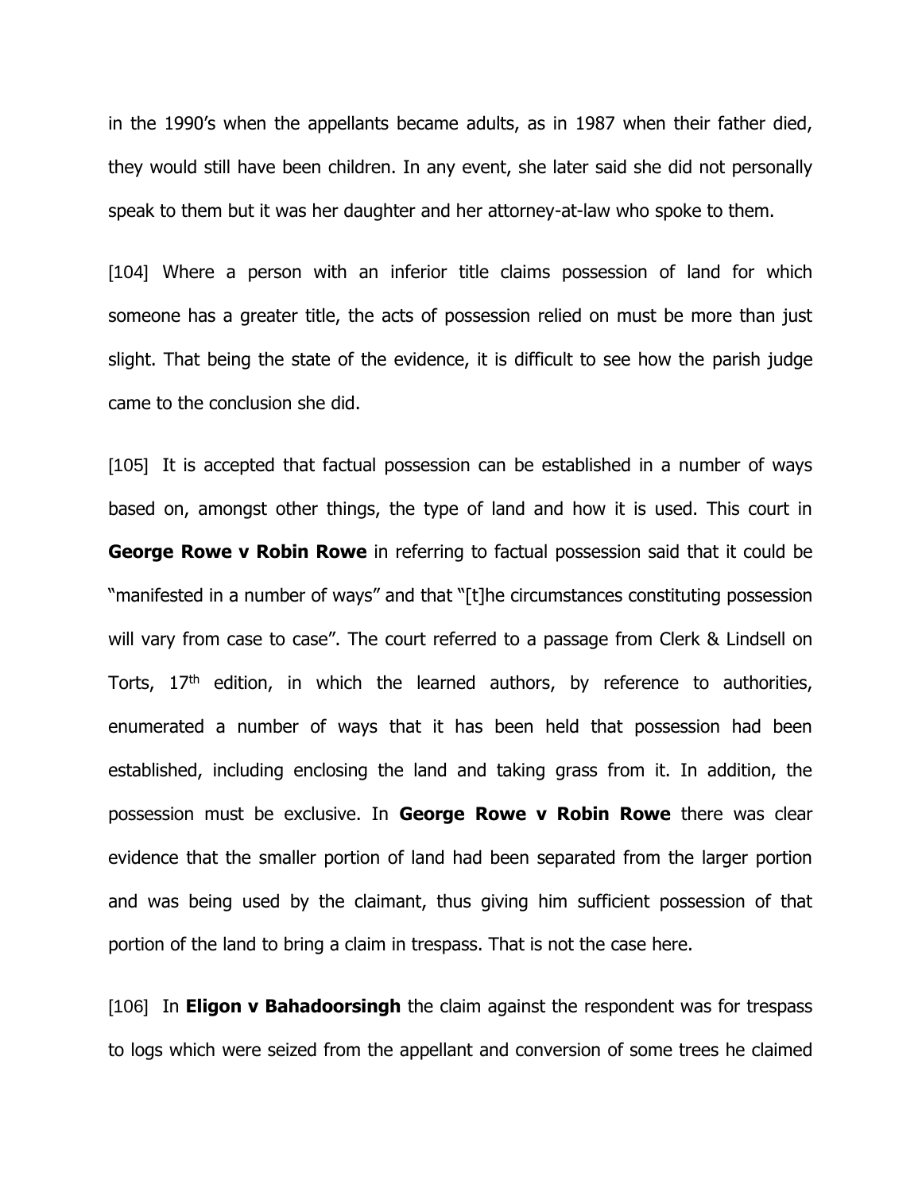in the 1990's when the appellants became adults, as in 1987 when their father died, they would still have been children. In any event, she later said she did not personally speak to them but it was her daughter and her attorney-at-law who spoke to them.

[104] Where a person with an inferior title claims possession of land for which someone has a greater title, the acts of possession relied on must be more than just slight. That being the state of the evidence, it is difficult to see how the parish judge came to the conclusion she did.

[105] It is accepted that factual possession can be established in a number of ways based on, amongst other things, the type of land and how it is used. This court in **George Rowe v Robin Rowe** in referring to factual possession said that it could be "manifested in a number of ways" and that "[t]he circumstances constituting possession will vary from case to case". The court referred to a passage from Clerk & Lindsell on Torts, 17th edition, in which the learned authors, by reference to authorities, enumerated a number of ways that it has been held that possession had been established, including enclosing the land and taking grass from it. In addition, the possession must be exclusive. In **George Rowe v Robin Rowe** there was clear evidence that the smaller portion of land had been separated from the larger portion and was being used by the claimant, thus giving him sufficient possession of that portion of the land to bring a claim in trespass. That is not the case here.

[106] In **Eligon v Bahadoorsingh** the claim against the respondent was for trespass to logs which were seized from the appellant and conversion of some trees he claimed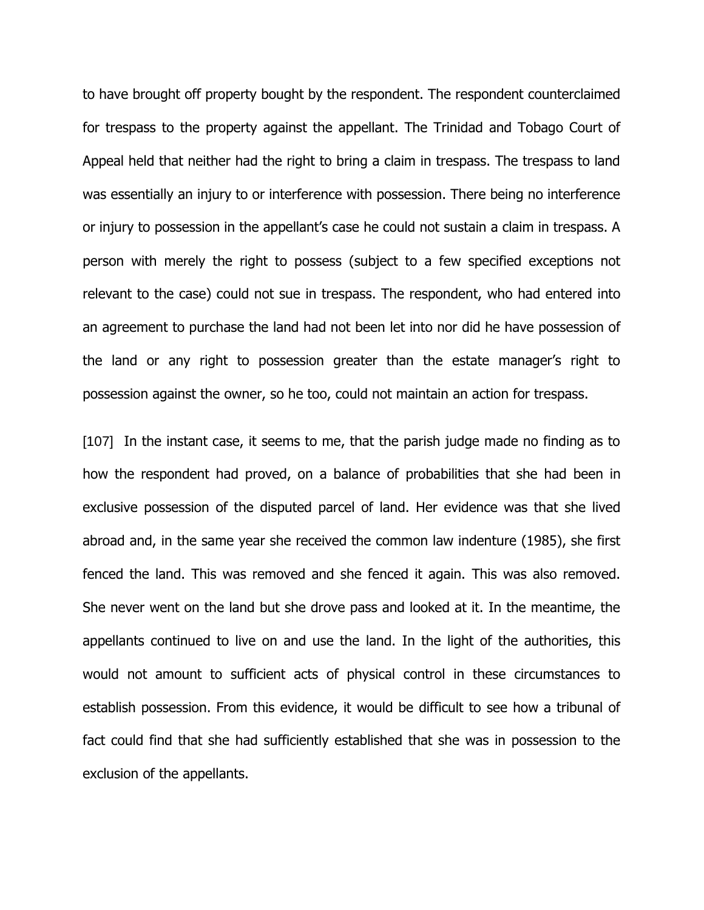to have brought off property bought by the respondent. The respondent counterclaimed for trespass to the property against the appellant. The Trinidad and Tobago Court of Appeal held that neither had the right to bring a claim in trespass. The trespass to land was essentially an injury to or interference with possession. There being no interference or injury to possession in the appellant's case he could not sustain a claim in trespass. A person with merely the right to possess (subject to a few specified exceptions not relevant to the case) could not sue in trespass. The respondent, who had entered into an agreement to purchase the land had not been let into nor did he have possession of the land or any right to possession greater than the estate manager's right to possession against the owner, so he too, could not maintain an action for trespass.

[107] In the instant case, it seems to me, that the parish judge made no finding as to how the respondent had proved, on a balance of probabilities that she had been in exclusive possession of the disputed parcel of land. Her evidence was that she lived abroad and, in the same year she received the common law indenture (1985), she first fenced the land. This was removed and she fenced it again. This was also removed. She never went on the land but she drove pass and looked at it. In the meantime, the appellants continued to live on and use the land. In the light of the authorities, this would not amount to sufficient acts of physical control in these circumstances to establish possession. From this evidence, it would be difficult to see how a tribunal of fact could find that she had sufficiently established that she was in possession to the exclusion of the appellants.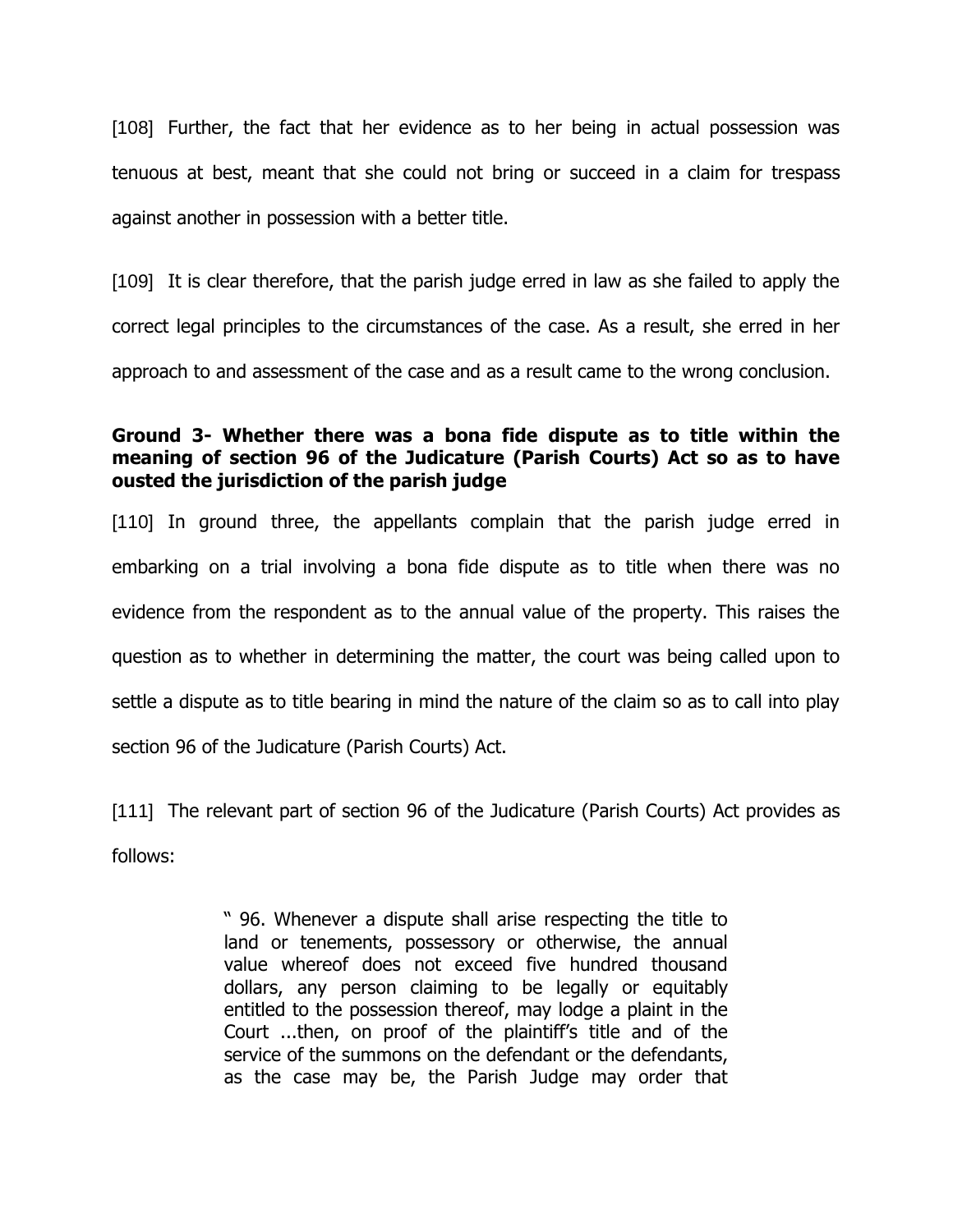[108] Further, the fact that her evidence as to her being in actual possession was tenuous at best, meant that she could not bring or succeed in a claim for trespass against another in possession with a better title.

[109] It is clear therefore, that the parish judge erred in law as she failed to apply the correct legal principles to the circumstances of the case. As a result, she erred in her approach to and assessment of the case and as a result came to the wrong conclusion.

**Ground 3- Whether there was a bona fide dispute as to title within the meaning of section 96 of the Judicature (Parish Courts) Act so as to have ousted the jurisdiction of the parish judge**

[110] In ground three, the appellants complain that the parish judge erred in embarking on a trial involving a bona fide dispute as to title when there was no evidence from the respondent as to the annual value of the property. This raises the question as to whether in determining the matter, the court was being called upon to settle a dispute as to title bearing in mind the nature of the claim so as to call into play section 96 of the Judicature (Parish Courts) Act.

[111] The relevant part of section 96 of the Judicature (Parish Courts) Act provides as follows:

> " 96. Whenever a dispute shall arise respecting the title to land or tenements, possessory or otherwise, the annual value whereof does not exceed five hundred thousand dollars, any person claiming to be legally or equitably entitled to the possession thereof, may lodge a plaint in the Court ...then, on proof of the plaintiff's title and of the service of the summons on the defendant or the defendants, as the case may be, the Parish Judge may order that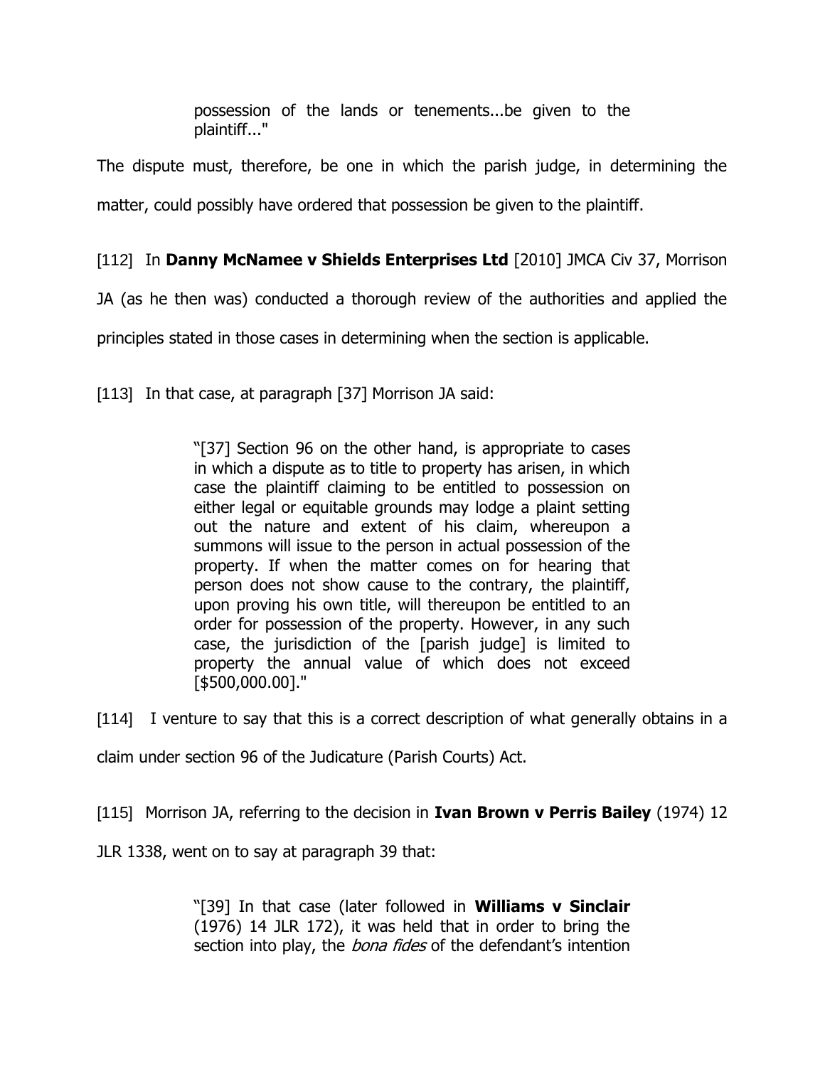> possession of the lands or tenements...be given to the plaintiff..."

The dispute must, therefore, be one in which the parish judge, in determining the matter, could possibly have ordered that possession be given to the plaintiff.

[112] In **Danny McNamee v Shields Enterprises Ltd** [2010] JMCA Civ 37, Morrison JA (as he then was) conducted a thorough review of the authorities and applied the principles stated in those cases in determining when the section is applicable.

[113] In that case, at paragraph [37] Morrison JA said:

> "[37] Section 96 on the other hand, is appropriate to cases in which a dispute as to title to property has arisen, in which case the plaintiff claiming to be entitled to possession on either legal or equitable grounds may lodge a plaint setting out the nature and extent of his claim, whereupon a summons will issue to the person in actual possession of the property. If when the matter comes on for hearing that person does not show cause to the contrary, the plaintiff, upon proving his own title, will thereupon be entitled to an order for possession of the property. However, in any such case, the jurisdiction of the [parish judge] is limited to property the annual value of which does not exceed [$500,000.00]."

[114] I venture to say that this is a correct description of what generally obtains in a claim under section 96 of the Judicature (Parish Courts) Act.

[115] Morrison JA, referring to the decision in **Ivan Brown v Perris Bailey** (1974) 12 JLR 1338, went on to say at paragraph 39 that:

> "[39] In that case (later followed in **Williams v Sinclair** (1976) 14 JLR 172), it was held that in order to bring the section into play, the *bona fides* of the defendant's intention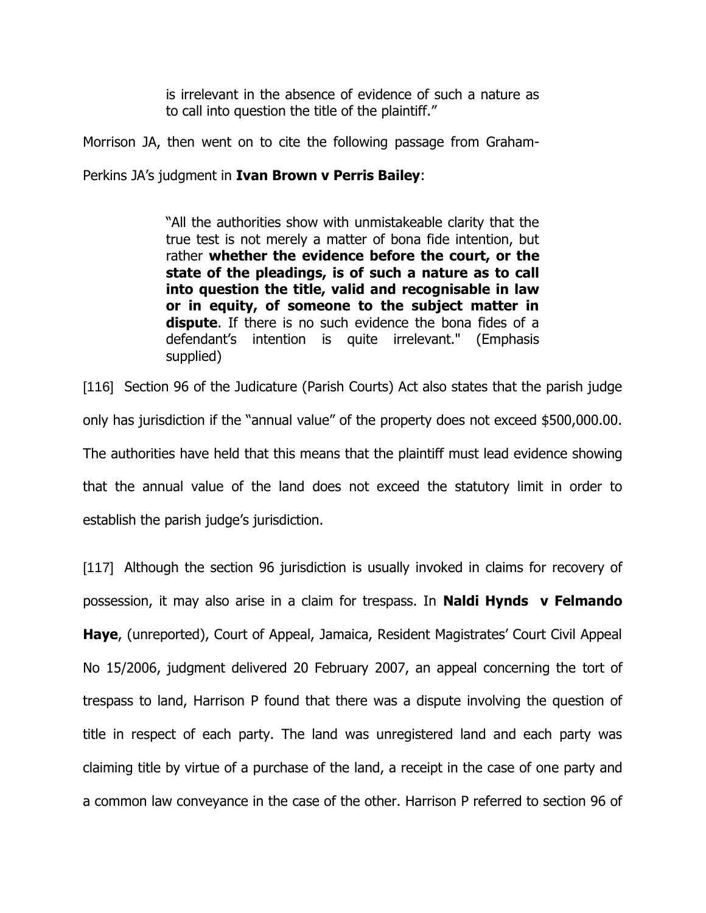> is irrelevant in the absence of evidence of such a nature as to call into question the title of the plaintiff."

Morrison JA, then went on to cite the following passage from Graham-Perkins JA's judgment in **Ivan Brown v Perris Bailey**:

> "All the authorities show with unmistakeable clarity that the true test is not merely a matter of bona fide intention, but rather **whether the evidence before the court, or the state of the pleadings, is of such a nature as to call into question the title, valid and recognisable in law or in equity, of someone to the subject matter in dispute**. If there is no such evidence the bona fides of a defendant's intention is quite irrelevant." (Emphasis supplied)

[116] Section 96 of the Judicature (Parish Courts) Act also states that the parish judge only has jurisdiction if the "annual value" of the property does not exceed $500,000.00. The authorities have held that this means that the plaintiff must lead evidence showing that the annual value of the land does not exceed the statutory limit in order to establish the parish judge's jurisdiction.

[117] Although the section 96 jurisdiction is usually invoked in claims for recovery of possession, it may also arise in a claim for trespass. In **Naldi Hynds v Felmando Haye**, (unreported), Court of Appeal, Jamaica, Resident Magistrates' Court Civil Appeal No 15/2006, judgment delivered 20 February 2007, an appeal concerning the tort of trespass to land, Harrison P found that there was a dispute involving the question of title in respect of each party. The land was unregistered land and each party was claiming title by virtue of a purchase of the land, a receipt in the case of one party and a common law conveyance in the case of the other. Harrison P referred to section 96 of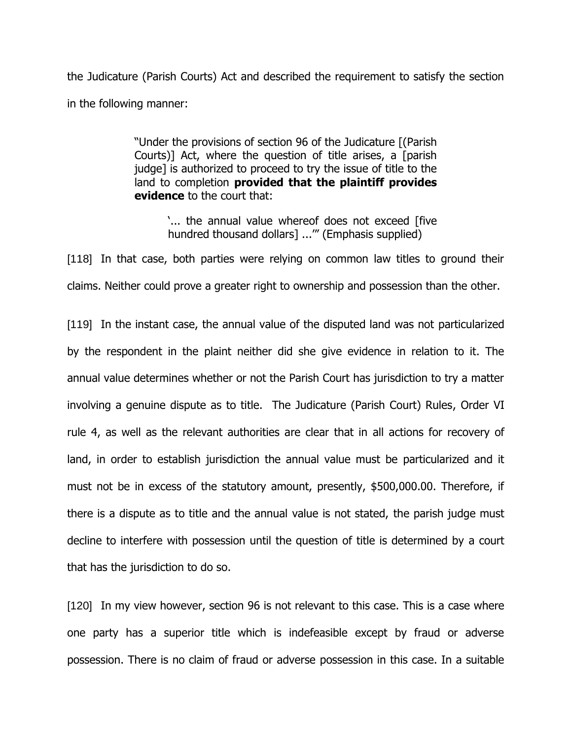the Judicature (Parish Courts) Act and described the requirement to satisfy the section in the following manner:

> "Under the provisions of section 96 of the Judicature [(Parish Courts)] Act, where the question of title arises, a [parish judge] is authorized to proceed to try the issue of title to the land to completion **provided that the plaintiff provides evidence** to the court that:
>
> > '... the annual value whereof does not exceed [five hundred thousand dollars] ...'" (Emphasis supplied)

[118] In that case, both parties were relying on common law titles to ground their claims. Neither could prove a greater right to ownership and possession than the other.

[119] In the instant case, the annual value of the disputed land was not particularized by the respondent in the plaint neither did she give evidence in relation to it. The annual value determines whether or not the Parish Court has jurisdiction to try a matter involving a genuine dispute as to title. The Judicature (Parish Court) Rules, Order VI rule 4, as well as the relevant authorities are clear that in all actions for recovery of land, in order to establish jurisdiction the annual value must be particularized and it must not be in excess of the statutory amount, presently, $500,000.00. Therefore, if there is a dispute as to title and the annual value is not stated, the parish judge must decline to interfere with possession until the question of title is determined by a court that has the jurisdiction to do so.

[120] In my view however, section 96 is not relevant to this case. This is a case where one party has a superior title which is indefeasible except by fraud or adverse possession. There is no claim of fraud or adverse possession in this case. In a suitable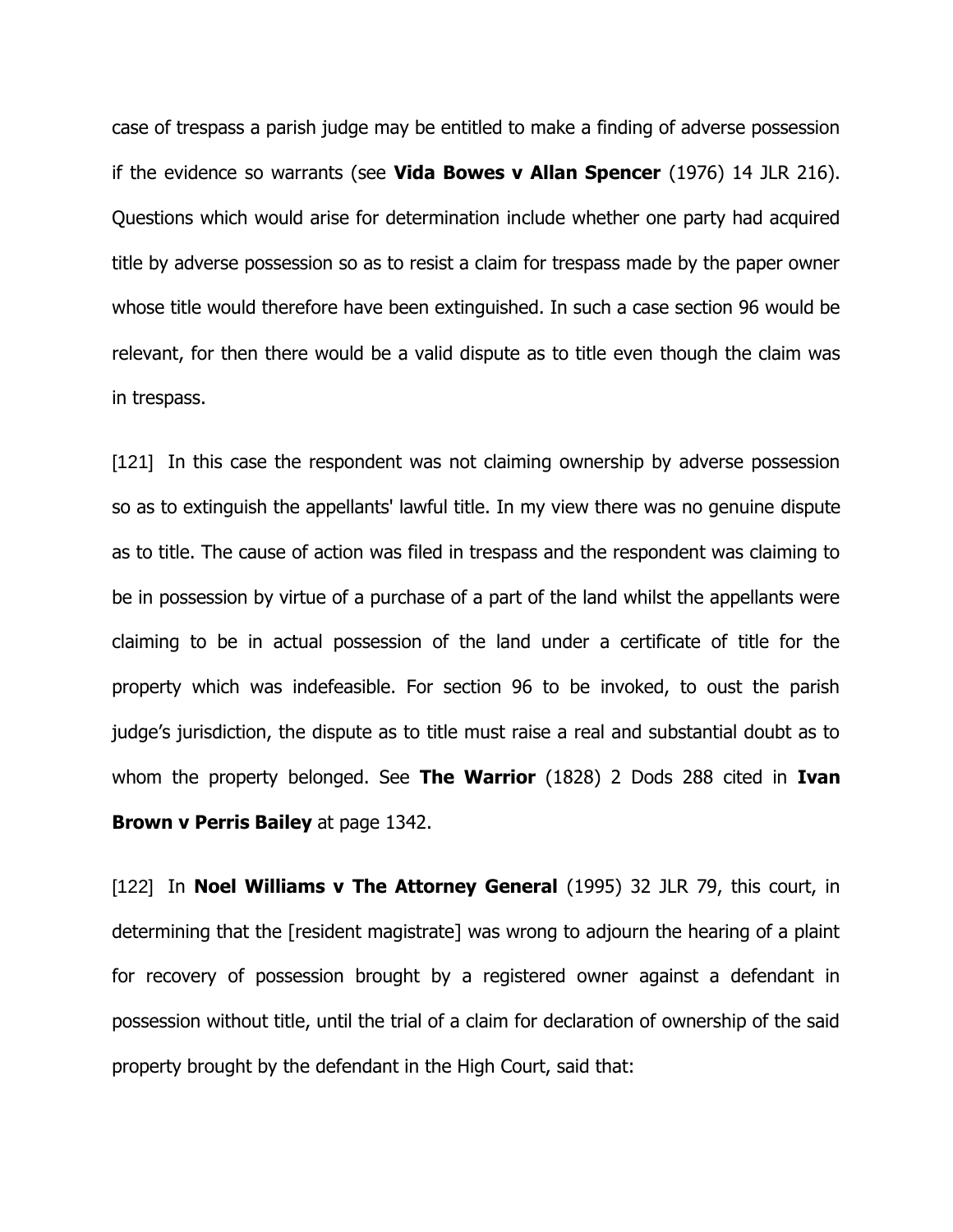case of trespass a parish judge may be entitled to make a finding of adverse possession if the evidence so warrants (see **Vida Bowes v Allan Spencer** (1976) 14 JLR 216). Questions which would arise for determination include whether one party had acquired title by adverse possession so as to resist a claim for trespass made by the paper owner whose title would therefore have been extinguished. In such a case section 96 would be relevant, for then there would be a valid dispute as to title even though the claim was in trespass.

[121] In this case the respondent was not claiming ownership by adverse possession so as to extinguish the appellants' lawful title. In my view there was no genuine dispute as to title. The cause of action was filed in trespass and the respondent was claiming to be in possession by virtue of a purchase of a part of the land whilst the appellants were claiming to be in actual possession of the land under a certificate of title for the property which was indefeasible. For section 96 to be invoked, to oust the parish judge's jurisdiction, the dispute as to title must raise a real and substantial doubt as to whom the property belonged. See **The Warrior** (1828) 2 Dods 288 cited in **Ivan Brown v Perris Bailey** at page 1342.

[122] In **Noel Williams v The Attorney General** (1995) 32 JLR 79, this court, in determining that the [resident magistrate] was wrong to adjourn the hearing of a plaint for recovery of possession brought by a registered owner against a defendant in possession without title, until the trial of a claim for declaration of ownership of the said property brought by the defendant in the High Court, said that: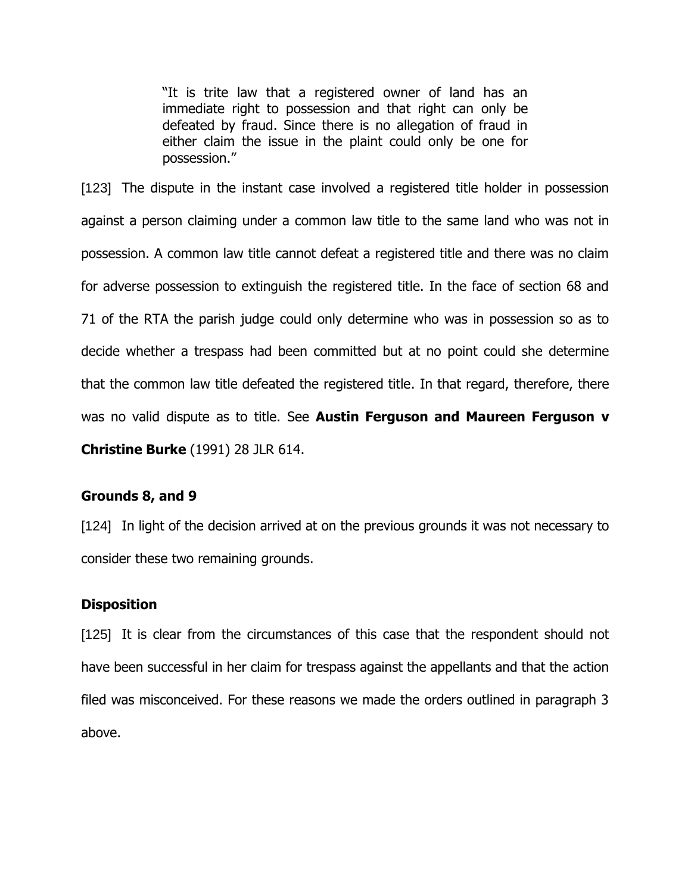> "It is trite law that a registered owner of land has an immediate right to possession and that right can only be defeated by fraud. Since there is no allegation of fraud in either claim the issue in the plaint could only be one for possession."

[123] The dispute in the instant case involved a registered title holder in possession against a person claiming under a common law title to the same land who was not in possession. A common law title cannot defeat a registered title and there was no claim for adverse possession to extinguish the registered title. In the face of section 68 and 71 of the RTA the parish judge could only determine who was in possession so as to decide whether a trespass had been committed but at no point could she determine that the common law title defeated the registered title. In that regard, therefore, there was no valid dispute as to title. See **Austin Ferguson and Maureen Ferguson v Christine Burke** (1991) 28 JLR 614.

### Grounds 8, and 9

[124] In light of the decision arrived at on the previous grounds it was not necessary to consider these two remaining grounds.

### Disposition

[125] It is clear from the circumstances of this case that the respondent should not have been successful in her claim for trespass against the appellants and that the action filed was misconceived. For these reasons we made the orders outlined in paragraph 3 above.